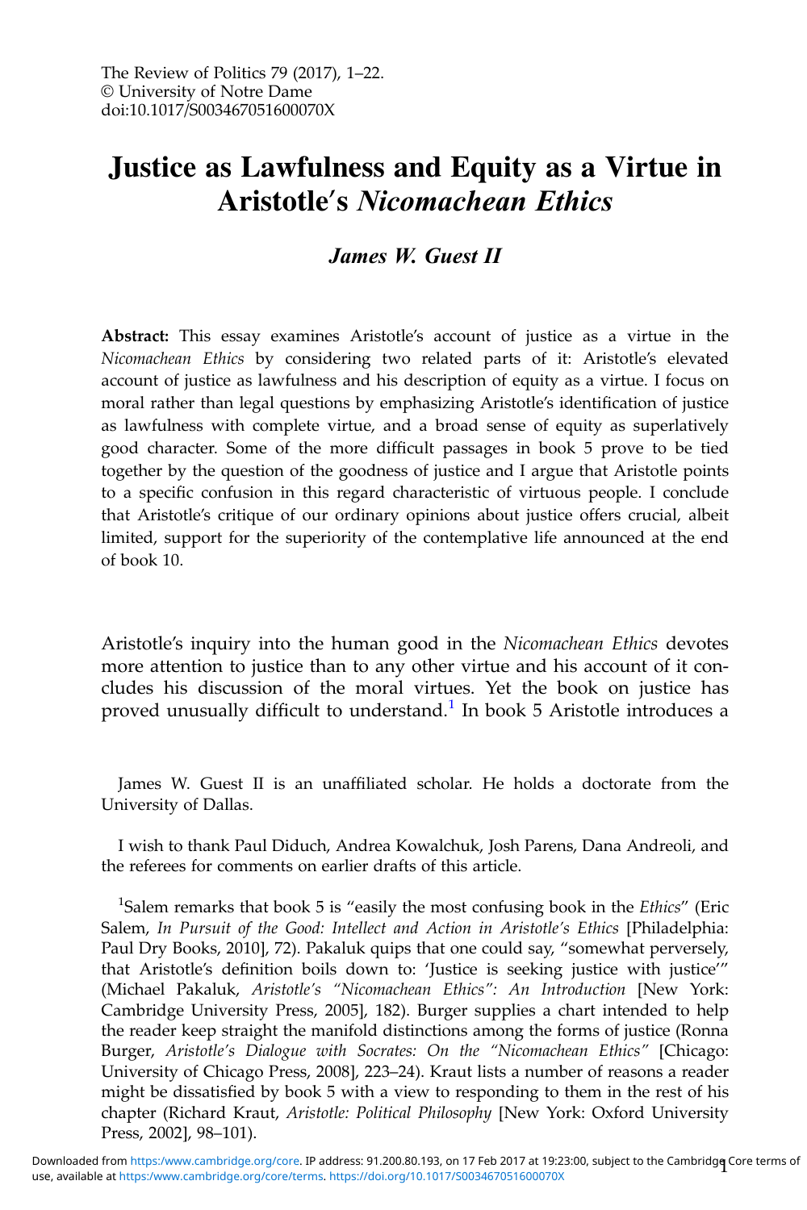# Justice as Lawfulness and Equity as a Virtue in Aristotle's *Nicomachean Ethics*

### *James W. Guest II*

**Abstract:** This essay examines Aristotle's account of justice as a virtue in the *Nicomachean Ethics* by considering two related parts of it: Aristotle's elevated account of justice as lawfulness and his description of equity as a virtue. I focus on moral rather than legal questions by emphasizing Aristotle's identification of justice as lawfulness with complete virtue, and a broad sense of equity as superlatively good character. Some of the more difficult passages in book 5 prove to be tied together by the question of the goodness of justice and I argue that Aristotle points to a specific confusion in this regard characteristic of virtuous people. I conclude that Aristotle's critique of our ordinary opinions about justice offers crucial, albeit limited, support for the superiority of the contemplative life announced at the end of book 10.

Aristotle's inquiry into the human good in the *Nicomachean Ethics* devotes more attention to justice than to any other virtue and his account of it concludes his discussion of the moral virtues. Yet the book on justice has proved unusually difficult to understand.[1] In book 5 Aristotle introduces a

James W. Guest II is an unaffiliated scholar. He holds a doctorate from the University of Dallas.

I wish to thank Paul Diduch, Andrea Kowalchuk, Josh Parens, Dana Andreoli, and the referees for comments on earlier drafts of this article.

[1]Salem remarks that book 5 is "easily the most confusing book in the *Ethics*" (Eric Salem, *In Pursuit of the Good: Intellect and Action in Aristotle's Ethics* [Philadelphia: Paul Dry Books, 2010], 72). Pakaluk quips that one could say, "somewhat perversely, that Aristotle's definition boils down to: 'Justice is seeking justice with justice'" (Michael Pakaluk, *Aristotle's "Nicomachean Ethics": An Introduction* [New York: Cambridge University Press, 2005], 182). Burger supplies a chart intended to help the reader keep straight the manifold distinctions among the forms of justice (Ronna Burger, *Aristotle's Dialogue with Socrates: On the "Nicomachean Ethics"* [Chicago: University of Chicago Press, 2008], 223–24). Kraut lists a number of reasons a reader might be dissatisfied by book 5 with a view to responding to them in the rest of his chapter (Richard Kraut, *Aristotle: Political Philosophy* [New York: Oxford University Press, 2002], 98–101).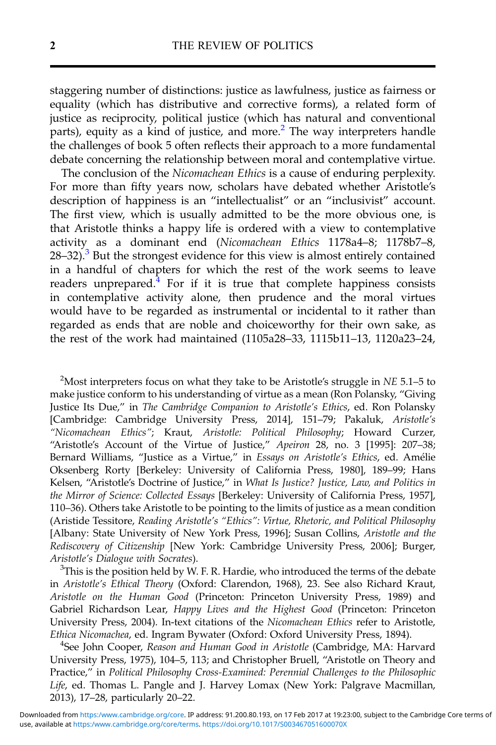staggering number of distinctions: justice as lawfulness, justice as fairness or equality (which has distributive and corrective forms), a related form of justice as reciprocity, political justice (which has natural and conventional parts), equity as a kind of justice, and more.[2] The way interpreters handle the challenges of book 5 often reflects their approach to a more fundamental debate concerning the relationship between moral and contemplative virtue.

The conclusion of the *Nicomachean Ethics* is a cause of enduring perplexity. For more than fifty years now, scholars have debated whether Aristotle's description of happiness is an "intellectualist" or an "inclusivist" account. The first view, which is usually admitted to be the more obvious one, is that Aristotle thinks a happy life is ordered with a view to contemplative activity as a dominant end (*Nicomachean Ethics* 1178a4–8; 1178b7–8, 28–32).[3] But the strongest evidence for this view is almost entirely contained in a handful of chapters for which the rest of the work seems to leave readers unprepared.[4] For if it is true that complete happiness consists in contemplative activity alone, then prudence and the moral virtues would have to be regarded as instrumental or incidental to it rather than regarded as ends that are noble and choiceworthy for their own sake, as the rest of the work had maintained (1105a28–33, 1115b11–13, 1120a23–24,

[2]Most interpreters focus on what they take to be Aristotle's struggle in *NE* 5.1–5 to make justice conform to his understanding of virtue as a mean (Ron Polansky, "Giving Justice Its Due," in *The Cambridge Companion to Aristotle's Ethics*, ed. Ron Polansky [Cambridge: Cambridge University Press, 2014], 151–79; Pakaluk, *Aristotle's "Nicomachean Ethics"*; Kraut, *Aristotle: Political Philosophy*; Howard Curzer, "Aristotle's Account of the Virtue of Justice," *Apeiron* 28, no. 3 [1995]: 207–38; Bernard Williams, "Justice as a Virtue," in *Essays on Aristotle's Ethics*, ed. Amélie Oksenberg Rorty [Berkeley: University of California Press, 1980], 189–99; Hans Kelsen, "Aristotle's Doctrine of Justice," in *What Is Justice? Justice, Law, and Politics in the Mirror of Science: Collected Essays* [Berkeley: University of California Press, 1957], 110–36). Others take Aristotle to be pointing to the limits of justice as a mean condition (Aristide Tessitore, *Reading Aristotle's "Ethics": Virtue, Rhetoric, and Political Philosophy* [Albany: State University of New York Press, 1996]; Susan Collins, *Aristotle and the Rediscovery of Citizenship* [New York: Cambridge University Press, 2006]; Burger, *Aristotle's Dialogue with Socrates*).

[3]This is the position held by W. F. R. Hardie, who introduced the terms of the debate in *Aristotle's Ethical Theory* (Oxford: Clarendon, 1968), 23. See also Richard Kraut, *Aristotle on the Human Good* (Princeton: Princeton University Press, 1989) and Gabriel Richardson Lear, *Happy Lives and the Highest Good* (Princeton: Princeton University Press, 2004). In-text citations of the *Nicomachean Ethics* refer to Aristotle, *Ethica Nicomachea*, ed. Ingram Bywater (Oxford: Oxford University Press, 1894).

[4]See John Cooper, *Reason and Human Good in Aristotle* (Cambridge, MA: Harvard University Press, 1975), 104–5, 113; and Christopher Bruell, "Aristotle on Theory and Practice," in *Political Philosophy Cross-Examined: Perennial Challenges to the Philosophic Life*, ed. Thomas L. Pangle and J. Harvey Lomax (New York: Palgrave Macmillan, 2013), 17–28, particularly 20–22.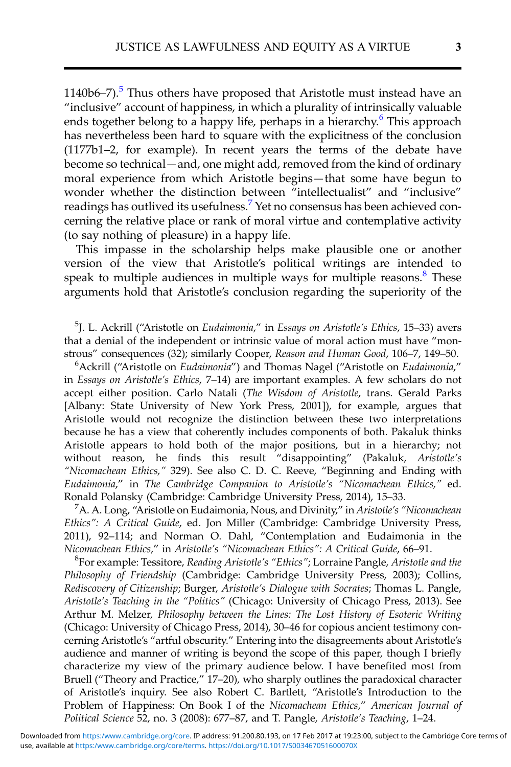1140b6–7).[5] Thus others have proposed that Aristotle must instead have an "inclusive" account of happiness, in which a plurality of intrinsically valuable ends together belong to a happy life, perhaps in a hierarchy.[6] This approach has nevertheless been hard to square with the explicitness of the conclusion (1177b1–2, for example). In recent years the terms of the debate have become so technical—and, one might add, removed from the kind of ordinary moral experience from which Aristotle begins—that some have begun to wonder whether the distinction between "intellectualist" and "inclusive" readings has outlived its usefulness.[7] Yet no consensus has been achieved concerning the relative place or rank of moral virtue and contemplative activity (to say nothing of pleasure) in a happy life.

This impasse in the scholarship helps make plausible one or another version of the view that Aristotle's political writings are intended to speak to multiple audiences in multiple ways for multiple reasons.[8] These arguments hold that Aristotle's conclusion regarding the superiority of the

---

[5] J. L. Ackrill ("Aristotle on *Eudaimonia*," in *Essays on Aristotle's Ethics*, 15–33) avers that a denial of the independent or intrinsic value of moral action must have "monstrous" consequences (32); similarly Cooper, *Reason and Human Good*, 106–7, 149–50.

[6] Ackrill ("Aristotle on *Eudaimonia*") and Thomas Nagel ("Aristotle on *Eudaimonia*," in *Essays on Aristotle's Ethics*, 7–14) are important examples. A few scholars do not accept either position. Carlo Natali (*The Wisdom of Aristotle*, trans. Gerald Parks [Albany: State University of New York Press, 2001]), for example, argues that Aristotle would not recognize the distinction between these two interpretations because he has a view that coherently includes components of both. Pakaluk thinks Aristotle appears to hold both of the major positions, but in a hierarchy; not without reason, he finds this result "disappointing" (Pakaluk, *Aristotle's "Nicomachean Ethics,"* 329). See also C. D. C. Reeve, "Beginning and Ending with *Eudaimonia*," in *The Cambridge Companion to Aristotle's "Nicomachean Ethics,"* ed. Ronald Polansky (Cambridge: Cambridge University Press, 2014), 15–33.

[7] A. A. Long, "Aristotle on Eudaimonia, Nous, and Divinity," in *Aristotle's "Nicomachean Ethics": A Critical Guide*, ed. Jon Miller (Cambridge: Cambridge University Press, 2011), 92–114; and Norman O. Dahl, "Contemplation and Eudaimonia in the *Nicomachean Ethics*," in *Aristotle's "Nicomachean Ethics": A Critical Guide*, 66–91.

[8] For example: Tessitore, *Reading Aristotle's "Ethics"*; Lorraine Pangle, *Aristotle and the Philosophy of Friendship* (Cambridge: Cambridge University Press, 2003); Collins, *Rediscovery of Citizenship*; Burger, *Aristotle's Dialogue with Socrates*; Thomas L. Pangle, *Aristotle's Teaching in the "Politics"* (Chicago: University of Chicago Press, 2013). See Arthur M. Melzer, *Philosophy between the Lines: The Lost History of Esoteric Writing* (Chicago: University of Chicago Press, 2014), 30–46 for copious ancient testimony concerning Aristotle's "artful obscurity." Entering into the disagreements about Aristotle's audience and manner of writing is beyond the scope of this paper, though I briefly characterize my view of the primary audience below. I have benefited most from Bruell ("Theory and Practice," 17–20), who sharply outlines the paradoxical character of Aristotle's inquiry. See also Robert C. Bartlett, "Aristotle's Introduction to the Problem of Happiness: On Book I of the *Nicomachean Ethics*," *American Journal of Political Science* 52, no. 3 (2008): 677–87, and T. Pangle, *Aristotle's Teaching*, 1–24.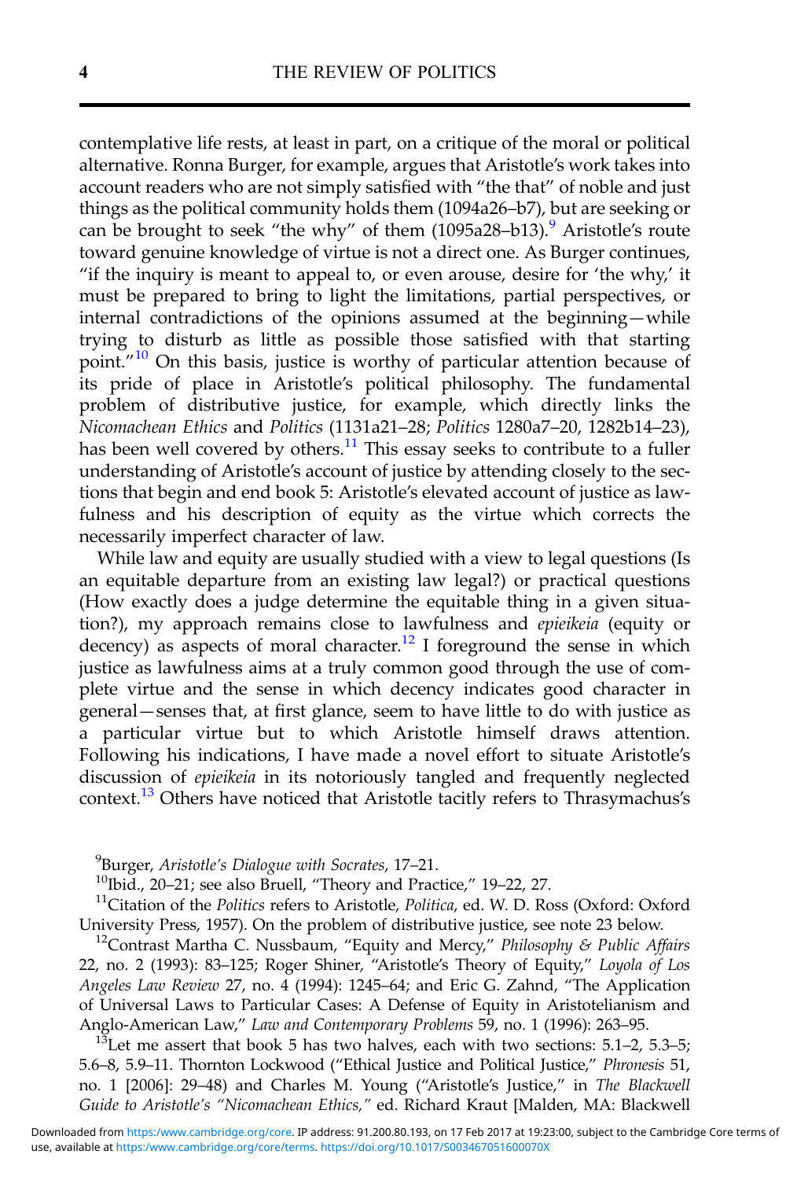contemplative life rests, at least in part, on a critique of the moral or political alternative. Ronna Burger, for example, argues that Aristotle's work takes into account readers who are not simply satisfied with "the that" of noble and just things as the political community holds them (1094a26–b7), but are seeking or can be brought to seek "the why" of them (1095a28–b13).[9] Aristotle's route toward genuine knowledge of virtue is not a direct one. As Burger continues, "if the inquiry is meant to appeal to, or even arouse, desire for 'the why,' it must be prepared to bring to light the limitations, partial perspectives, or internal contradictions of the opinions assumed at the beginning—while trying to disturb as little as possible those satisfied with that starting point."[10] On this basis, justice is worthy of particular attention because of its pride of place in Aristotle's political philosophy. The fundamental problem of distributive justice, for example, which directly links the *Nicomachean Ethics* and *Politics* (1131a21–28; *Politics* 1280a7–20, 1282b14–23), has been well covered by others.[11] This essay seeks to contribute to a fuller understanding of Aristotle's account of justice by attending closely to the sections that begin and end book 5: Aristotle's elevated account of justice as lawfulness and his description of equity as the virtue which corrects the necessarily imperfect character of law.

While law and equity are usually studied with a view to legal questions (Is an equitable departure from an existing law legal?) or practical questions (How exactly does a judge determine the equitable thing in a given situation?), my approach remains close to lawfulness and *epieikeia* (equity or decency) as aspects of moral character.[12] I foreground the sense in which justice as lawfulness aims at a truly common good through the use of complete virtue and the sense in which decency indicates good character in general—senses that, at first glance, seem to have little to do with justice as a particular virtue but to which Aristotle himself draws attention. Following his indications, I have made a novel effort to situate Aristotle's discussion of *epieikeia* in its notoriously tangled and frequently neglected context.[13] Others have noticed that Aristotle tacitly refers to Thrasymachus's

[9]Burger, *Aristotle's Dialogue with Socrates*, 17–21.

[10]Ibid., 20–21; see also Bruell, "Theory and Practice," 19–22, 27.

[11]Citation of the *Politics* refers to Aristotle, *Politica*, ed. W. D. Ross (Oxford: Oxford University Press, 1957). On the problem of distributive justice, see note 23 below.

[12]Contrast Martha C. Nussbaum, "Equity and Mercy," *Philosophy & Public Affairs* 22, no. 2 (1993): 83–125; Roger Shiner, "Aristotle's Theory of Equity," *Loyola of Los Angeles Law Review* 27, no. 4 (1994): 1245–64; and Eric G. Zahnd, "The Application of Universal Laws to Particular Cases: A Defense of Equity in Aristotelianism and Anglo-American Law," *Law and Contemporary Problems* 59, no. 1 (1996): 263–95.

[13]Let me assert that book 5 has two halves, each with two sections: 5.1–2, 5.3–5; 5.6–8, 5.9–11. Thornton Lockwood ("Ethical Justice and Political Justice," *Phronesis* 51, no. 1 [2006]: 29–48) and Charles M. Young ("Aristotle's Justice," in *The Blackwell Guide to Aristotle's "Nicomachean Ethics,"* ed. Richard Kraut [Malden, MA: Blackwell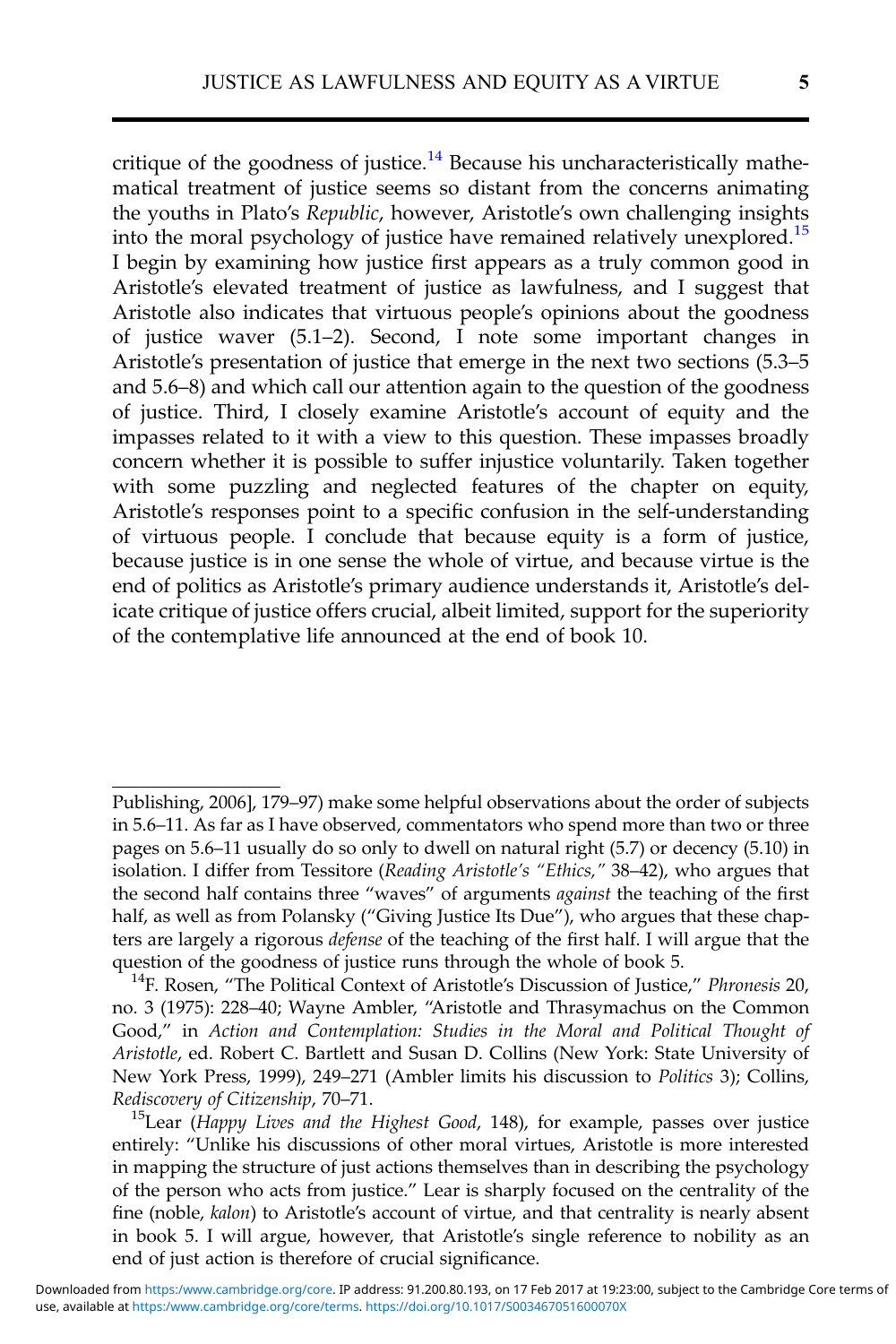critique of the goodness of justice.[14] Because his uncharacteristically mathematical treatment of justice seems so distant from the concerns animating the youths in Plato's *Republic*, however, Aristotle's own challenging insights into the moral psychology of justice have remained relatively unexplored.[15] I begin by examining how justice first appears as a truly common good in Aristotle's elevated treatment of justice as lawfulness, and I suggest that Aristotle also indicates that virtuous people's opinions about the goodness of justice waver (5.1–2). Second, I note some important changes in Aristotle's presentation of justice that emerge in the next two sections (5.3–5 and 5.6–8) and which call our attention again to the question of the goodness of justice. Third, I closely examine Aristotle's account of equity and the impasses related to it with a view to this question. These impasses broadly concern whether it is possible to suffer injustice voluntarily. Taken together with some puzzling and neglected features of the chapter on equity, Aristotle's responses point to a specific confusion in the self-understanding of virtuous people. I conclude that because equity is a form of justice, because justice is in one sense the whole of virtue, and because virtue is the end of politics as Aristotle's primary audience understands it, Aristotle's delicate critique of justice offers crucial, albeit limited, support for the superiority of the contemplative life announced at the end of book 10.

---

Publishing, 2006], 179–97) make some helpful observations about the order of subjects in 5.6–11. As far as I have observed, commentators who spend more than two or three pages on 5.6–11 usually do so only to dwell on natural right (5.7) or decency (5.10) in isolation. I differ from Tessitore (*Reading Aristotle's "Ethics,"* 38–42), who argues that the second half contains three "waves" of arguments *against* the teaching of the first half, as well as from Polansky ("Giving Justice Its Due"), who argues that these chapters are largely a rigorous *defense* of the teaching of the first half. I will argue that the question of the goodness of justice runs through the whole of book 5.

[14] F. Rosen, "The Political Context of Aristotle's Discussion of Justice," *Phronesis* 20, no. 3 (1975): 228–40; Wayne Ambler, "Aristotle and Thrasymachus on the Common Good," in *Action and Contemplation: Studies in the Moral and Political Thought of Aristotle*, ed. Robert C. Bartlett and Susan D. Collins (New York: State University of New York Press, 1999), 249–271 (Ambler limits his discussion to *Politics* 3); Collins, *Rediscovery of Citizenship*, 70–71.

[15] Lear (*Happy Lives and the Highest Good*, 148), for example, passes over justice entirely: "Unlike his discussions of other moral virtues, Aristotle is more interested in mapping the structure of just actions themselves than in describing the psychology of the person who acts from justice." Lear is sharply focused on the centrality of the fine (noble, *kalon*) to Aristotle's account of virtue, and that centrality is nearly absent in book 5. I will argue, however, that Aristotle's single reference to nobility as an end of just action is therefore of crucial significance.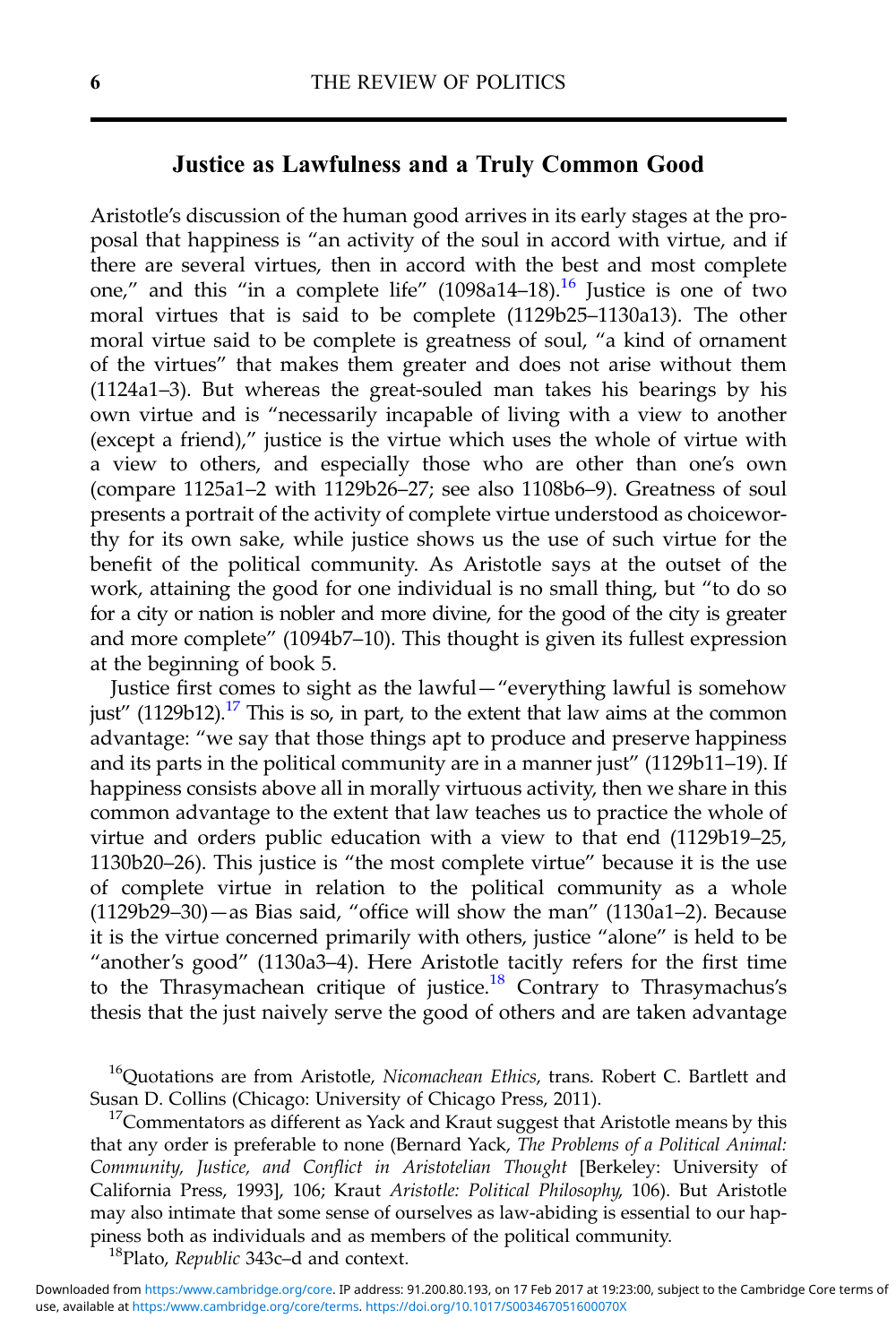## Justice as Lawfulness and a Truly Common Good

Aristotle's discussion of the human good arrives in its early stages at the proposal that happiness is "an activity of the soul in accord with virtue, and if there are several virtues, then in accord with the best and most complete one," and this "in a complete life" (1098a14–18).[16] Justice is one of two moral virtues that is said to be complete (1129b25–1130a13). The other moral virtue said to be complete is greatness of soul, "a kind of ornament of the virtues" that makes them greater and does not arise without them (1124a1–3). But whereas the great-souled man takes his bearings by his own virtue and is "necessarily incapable of living with a view to another (except a friend)," justice is the virtue which uses the whole of virtue with a view to others, and especially those who are other than one's own (compare 1125a1–2 with 1129b26–27; see also 1108b6–9). Greatness of soul presents a portrait of the activity of complete virtue understood as choiceworthy for its own sake, while justice shows us the use of such virtue for the benefit of the political community. As Aristotle says at the outset of the work, attaining the good for one individual is no small thing, but "to do so for a city or nation is nobler and more divine, for the good of the city is greater and more complete" (1094b7–10). This thought is given its fullest expression at the beginning of book 5.

Justice first comes to sight as the lawful—"everything lawful is somehow just" (1129b12).[17] This is so, in part, to the extent that law aims at the common advantage: "we say that those things apt to produce and preserve happiness and its parts in the political community are in a manner just" (1129b11–19). If happiness consists above all in morally virtuous activity, then we share in this common advantage to the extent that law teaches us to practice the whole of virtue and orders public education with a view to that end (1129b19–25, 1130b20–26). This justice is "the most complete virtue" because it is the use of complete virtue in relation to the political community as a whole (1129b29–30)—as Bias said, "office will show the man" (1130a1–2). Because it is the virtue concerned primarily with others, justice "alone" is held to be "another's good" (1130a3–4). Here Aristotle tacitly refers for the first time to the Thrasymachean critique of justice.[18] Contrary to Thrasymachus's thesis that the just naively serve the good of others and are taken advantage

---

[16] Quotations are from Aristotle, *Nicomachean Ethics*, trans. Robert C. Bartlett and Susan D. Collins (Chicago: University of Chicago Press, 2011).

[17] Commentators as different as Yack and Kraut suggest that Aristotle means by this that any order is preferable to none (Bernard Yack, *The Problems of a Political Animal: Community, Justice, and Conflict in Aristotelian Thought* [Berkeley: University of California Press, 1993], 106; Kraut *Aristotle: Political Philosophy*, 106). But Aristotle may also intimate that some sense of ourselves as law-abiding is essential to our happiness both as individuals and as members of the political community.

[18] Plato, *Republic* 343c–d and context.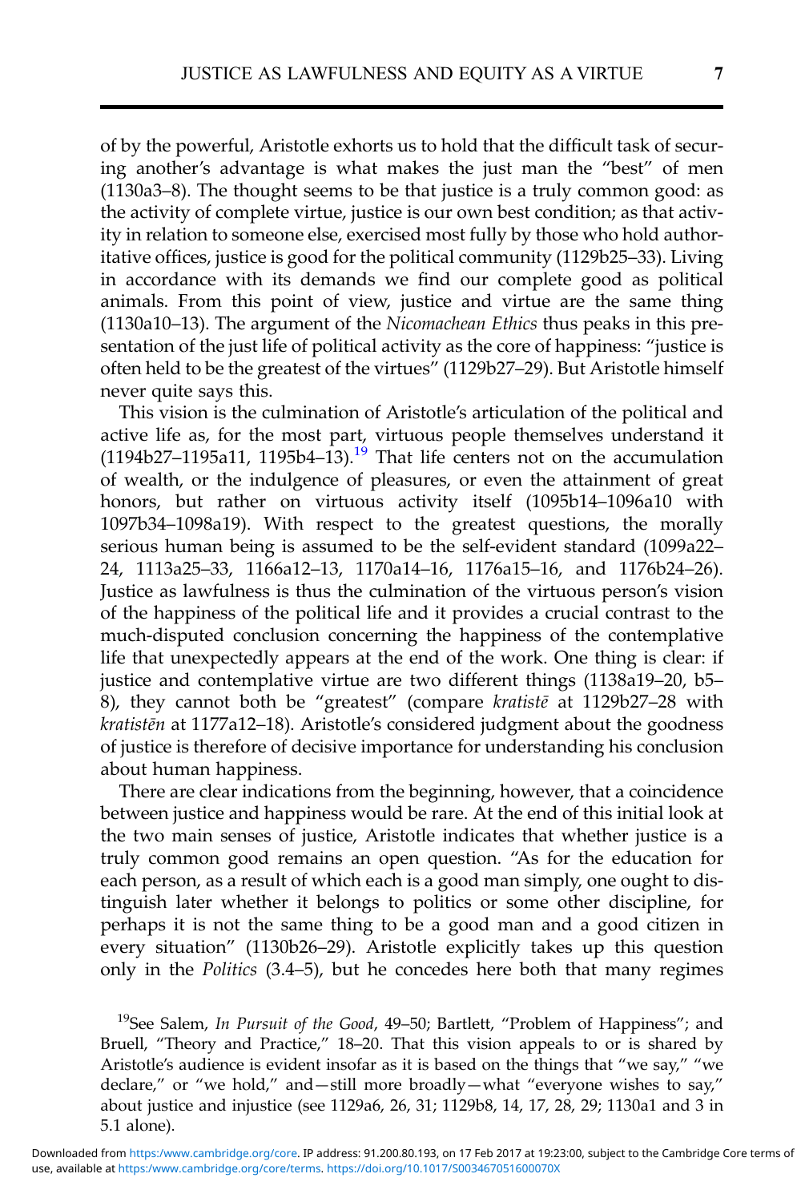of by the powerful, Aristotle exhorts us to hold that the difficult task of securing another's advantage is what makes the just man the "best" of men (1130a3–8). The thought seems to be that justice is a truly common good: as the activity of complete virtue, justice is our own best condition; as that activity in relation to someone else, exercised most fully by those who hold authoritative offices, justice is good for the political community (1129b25–33). Living in accordance with its demands we find our complete good as political animals. From this point of view, justice and virtue are the same thing (1130a10–13). The argument of the *Nicomachean Ethics* thus peaks in this presentation of the just life of political activity as the core of happiness: "justice is often held to be the greatest of the virtues" (1129b27–29). But Aristotle himself never quite says this.

This vision is the culmination of Aristotle's articulation of the political and active life as, for the most part, virtuous people themselves understand it (1194b27–1195a11, 1195b4–13).[19] That life centers not on the accumulation of wealth, or the indulgence of pleasures, or even the attainment of great honors, but rather on virtuous activity itself (1095b14–1096a10 with 1097b34–1098a19). With respect to the greatest questions, the morally serious human being is assumed to be the self-evident standard (1099a22–24, 1113a25–33, 1166a12–13, 1170a14–16, 1176a15–16, and 1176b24–26). Justice as lawfulness is thus the culmination of the virtuous person's vision of the happiness of the political life and it provides a crucial contrast to the much-disputed conclusion concerning the happiness of the contemplative life that unexpectedly appears at the end of the work. One thing is clear: if justice and contemplative virtue are two different things (1138a19–20, b5–8), they cannot both be "greatest" (compare *kratistē* at 1129b27–28 with *kratistēn* at 1177a12–18). Aristotle's considered judgment about the goodness of justice is therefore of decisive importance for understanding his conclusion about human happiness.

There are clear indications from the beginning, however, that a coincidence between justice and happiness would be rare. At the end of this initial look at the two main senses of justice, Aristotle indicates that whether justice is a truly common good remains an open question. "As for the education for each person, as a result of which each is a good man simply, one ought to distinguish later whether it belongs to politics or some other discipline, for perhaps it is not the same thing to be a good man and a good citizen in every situation" (1130b26–29). Aristotle explicitly takes up this question only in the *Politics* (3.4–5), but he concedes here both that many regimes

[19]See Salem, *In Pursuit of the Good*, 49–50; Bartlett, "Problem of Happiness"; and Bruell, "Theory and Practice," 18–20. That this vision appeals to or is shared by Aristotle's audience is evident insofar as it is based on the things that "we say," "we declare," or "we hold," and—still more broadly—what "everyone wishes to say," about justice and injustice (see 1129a6, 26, 31; 1129b8, 14, 17, 28, 29; 1130a1 and 3 in 5.1 alone).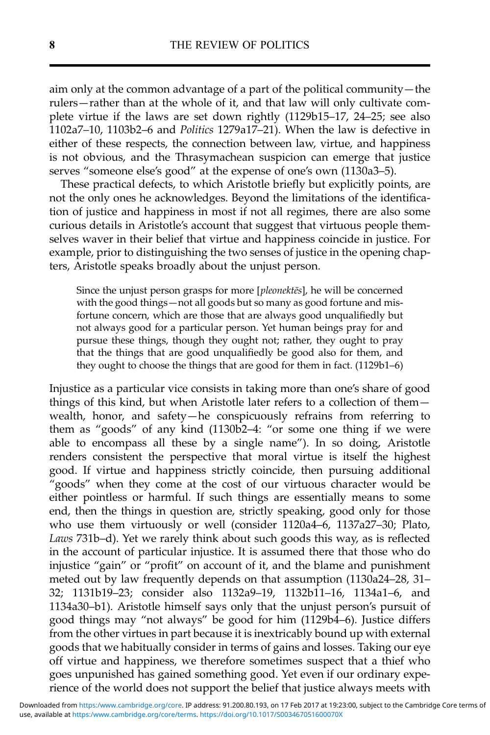aim only at the common advantage of a part of the political community—the rulers—rather than at the whole of it, and that law will only cultivate complete virtue if the laws are set down rightly (1129b15–17, 24–25; see also 1102a7–10, 1103b2–6 and *Politics* 1279a17–21). When the law is defective in either of these respects, the connection between law, virtue, and happiness is not obvious, and the Thrasymachean suspicion can emerge that justice serves "someone else's good" at the expense of one's own (1130a3–5).

These practical defects, to which Aristotle briefly but explicitly points, are not the only ones he acknowledges. Beyond the limitations of the identification of justice and happiness in most if not all regimes, there are also some curious details in Aristotle's account that suggest that virtuous people themselves waver in their belief that virtue and happiness coincide in justice. For example, prior to distinguishing the two senses of justice in the opening chapters, Aristotle speaks broadly about the unjust person.

> Since the unjust person grasps for more [*pleonektēs*], he will be concerned with the good things—not all goods but so many as good fortune and misfortune concern, which are those that are always good unqualifiedly but not always good for a particular person. Yet human beings pray for and pursue these things, though they ought not; rather, they ought to pray that the things that are good unqualifiedly be good also for them, and they ought to choose the things that are good for them in fact. (1129b1–6)

Injustice as a particular vice consists in taking more than one's share of good things of this kind, but when Aristotle later refers to a collection of them—wealth, honor, and safety—he conspicuously refrains from referring to them as "goods" of any kind (1130b2–4: "or some one thing if we were able to encompass all these by a single name"). In so doing, Aristotle renders consistent the perspective that moral virtue is itself the highest good. If virtue and happiness strictly coincide, then pursuing additional "goods" when they come at the cost of our virtuous character would be either pointless or harmful. If such things are essentially means to some end, then the things in question are, strictly speaking, good only for those who use them virtuously or well (consider 1120a4–6, 1137a27–30; Plato, *Laws* 731b–d). Yet we rarely think about such goods this way, as is reflected in the account of particular injustice. It is assumed there that those who do injustice "gain" or "profit" on account of it, and the blame and punishment meted out by law frequently depends on that assumption (1130a24–28, 31–32; 1131b19–23; consider also 1132a9–19, 1132b11–16, 1134a1–6, and 1134a30–b1). Aristotle himself says only that the unjust person's pursuit of good things may "not always" be good for him (1129b4–6). Justice differs from the other virtues in part because it is inextricably bound up with external goods that we habitually consider in terms of gains and losses. Taking our eye off virtue and happiness, we therefore sometimes suspect that a thief who goes unpunished has gained something good. Yet even if our ordinary experience of the world does not support the belief that justice always meets with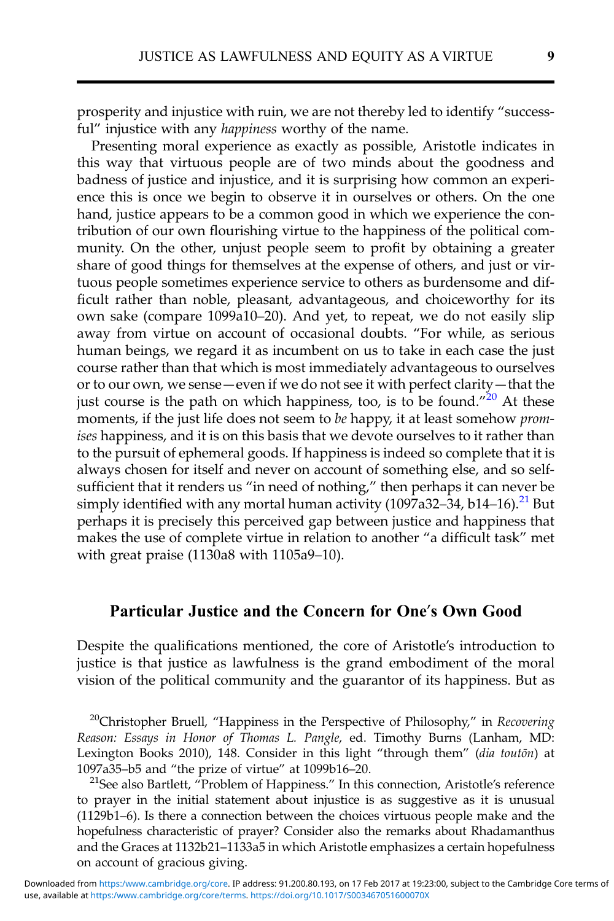prosperity and injustice with ruin, we are not thereby led to identify "successful" injustice with any *happiness* worthy of the name.

Presenting moral experience as exactly as possible, Aristotle indicates in this way that virtuous people are of two minds about the goodness and badness of justice and injustice, and it is surprising how common an experience this is once we begin to observe it in ourselves or others. On the one hand, justice appears to be a common good in which we experience the contribution of our own flourishing virtue to the happiness of the political community. On the other, unjust people seem to profit by obtaining a greater share of good things for themselves at the expense of others, and just or virtuous people sometimes experience service to others as burdensome and difficult rather than noble, pleasant, advantageous, and choiceworthy for its own sake (compare 1099a10–20). And yet, to repeat, we do not easily slip away from virtue on account of occasional doubts. "For while, as serious human beings, we regard it as incumbent on us to take in each case the just course rather than that which is most immediately advantageous to ourselves or to our own, we sense—even if we do not see it with perfect clarity—that the just course is the path on which happiness, too, is to be found."[20] At these moments, if the just life does not seem to *be* happy, it at least somehow *promises* happiness, and it is on this basis that we devote ourselves to it rather than to the pursuit of ephemeral goods. If happiness is indeed so complete that it is always chosen for itself and never on account of something else, and so self-sufficient that it renders us "in need of nothing," then perhaps it can never be simply identified with any mortal human activity (1097a32–34, b14–16).[21] But perhaps it is precisely this perceived gap between justice and happiness that makes the use of complete virtue in relation to another "a difficult task" met with great praise (1130a8 with 1105a9–10).

## Particular Justice and the Concern for One's Own Good

Despite the qualifications mentioned, the core of Aristotle's introduction to justice is that justice as lawfulness is the grand embodiment of the moral vision of the political community and the guarantor of its happiness. But as

[20]Christopher Bruell, "Happiness in the Perspective of Philosophy," in *Recovering Reason: Essays in Honor of Thomas L. Pangle*, ed. Timothy Burns (Lanham, MD: Lexington Books 2010), 148. Consider in this light "through them" (*dia toutōn*) at 1097a35–b5 and "the prize of virtue" at 1099b16–20.

[21]See also Bartlett, "Problem of Happiness." In this connection, Aristotle's reference to prayer in the initial statement about injustice is as suggestive as it is unusual (1129b1–6). Is there a connection between the choices virtuous people make and the hopefulness characteristic of prayer? Consider also the remarks about Rhadamanthus and the Graces at 1132b21–1133a5 in which Aristotle emphasizes a certain hopefulness on account of gracious giving.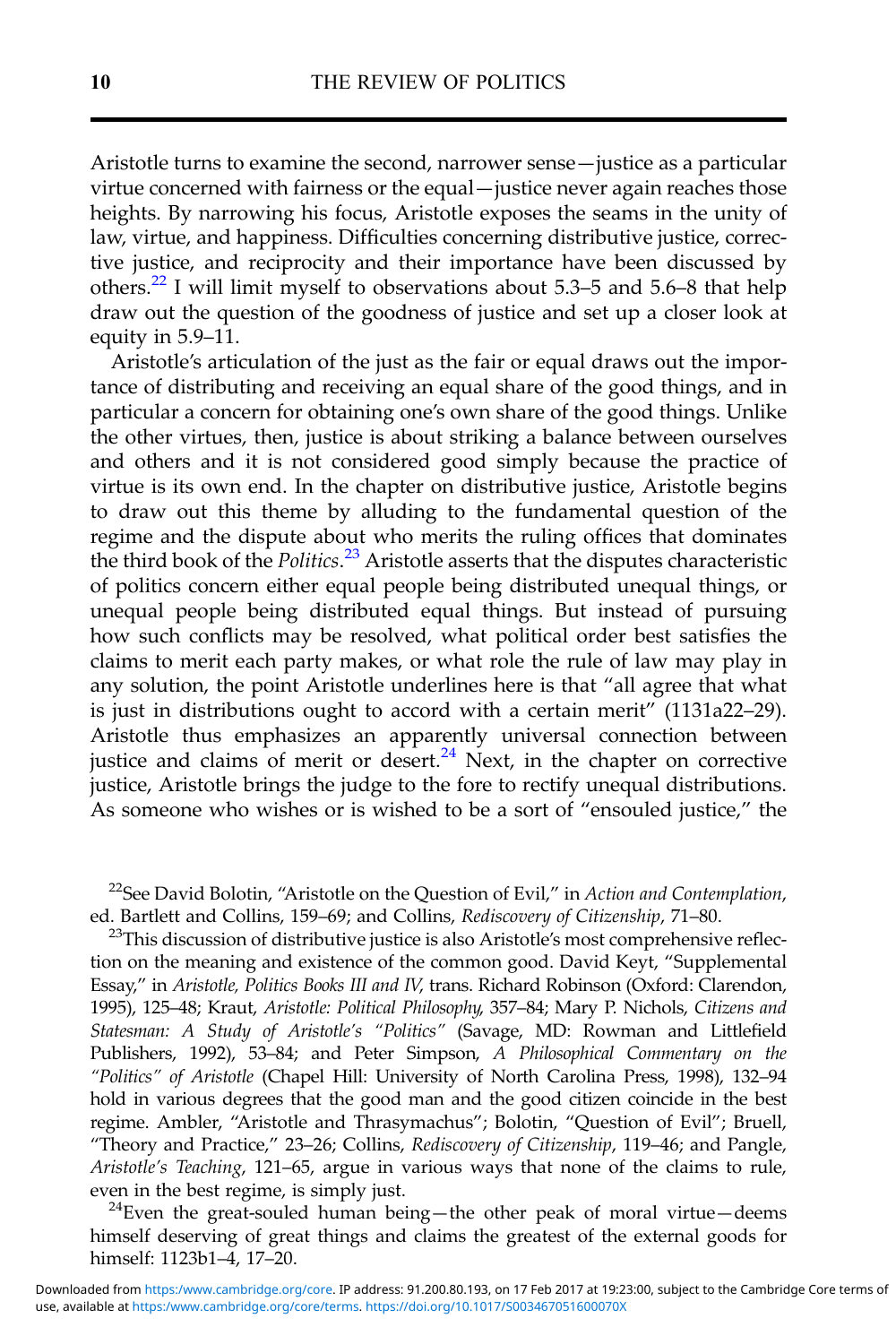Aristotle turns to examine the second, narrower sense—justice as a particular virtue concerned with fairness or the equal—justice never again reaches those heights. By narrowing his focus, Aristotle exposes the seams in the unity of law, virtue, and happiness. Difficulties concerning distributive justice, corrective justice, and reciprocity and their importance have been discussed by others.[22] I will limit myself to observations about 5.3–5 and 5.6–8 that help draw out the question of the goodness of justice and set up a closer look at equity in 5.9–11.

Aristotle's articulation of the just as the fair or equal draws out the importance of distributing and receiving an equal share of the good things, and in particular a concern for obtaining one's own share of the good things. Unlike the other virtues, then, justice is about striking a balance between ourselves and others and it is not considered good simply because the practice of virtue is its own end. In the chapter on distributive justice, Aristotle begins to draw out this theme by alluding to the fundamental question of the regime and the dispute about who merits the ruling offices that dominates the third book of the *Politics*.[23] Aristotle asserts that the disputes characteristic of politics concern either equal people being distributed unequal things, or unequal people being distributed equal things. But instead of pursuing how such conflicts may be resolved, what political order best satisfies the claims to merit each party makes, or what role the rule of law may play in any solution, the point Aristotle underlines here is that "all agree that what is just in distributions ought to accord with a certain merit" (1131a22–29). Aristotle thus emphasizes an apparently universal connection between justice and claims of merit or desert.[24] Next, in the chapter on corrective justice, Aristotle brings the judge to the fore to rectify unequal distributions. As someone who wishes or is wished to be a sort of "ensouled justice," the

[22] See David Bolotin, "Aristotle on the Question of Evil," in *Action and Contemplation*, ed. Bartlett and Collins, 159–69; and Collins, *Rediscovery of Citizenship*, 71–80.

[23] This discussion of distributive justice is also Aristotle's most comprehensive reflection on the meaning and existence of the common good. David Keyt, "Supplemental Essay," in *Aristotle, Politics Books III and IV*, trans. Richard Robinson (Oxford: Clarendon, 1995), 125–48; Kraut, *Aristotle: Political Philosophy*, 357–84; Mary P. Nichols, *Citizens and Statesman: A Study of Aristotle's "Politics"* (Savage, MD: Rowman and Littlefield Publishers, 1992), 53–84; and Peter Simpson, *A Philosophical Commentary on the "Politics" of Aristotle* (Chapel Hill: University of North Carolina Press, 1998), 132–94 hold in various degrees that the good man and the good citizen coincide in the best regime. Ambler, "Aristotle and Thrasymachus"; Bolotin, "Question of Evil"; Bruell, "Theory and Practice," 23–26; Collins, *Rediscovery of Citizenship*, 119–46; and Pangle, *Aristotle's Teaching*, 121–65, argue in various ways that none of the claims to rule, even in the best regime, is simply just.

[24] Even the great-souled human being—the other peak of moral virtue—deems himself deserving of great things and claims the greatest of the external goods for himself: 1123b1–4, 17–20.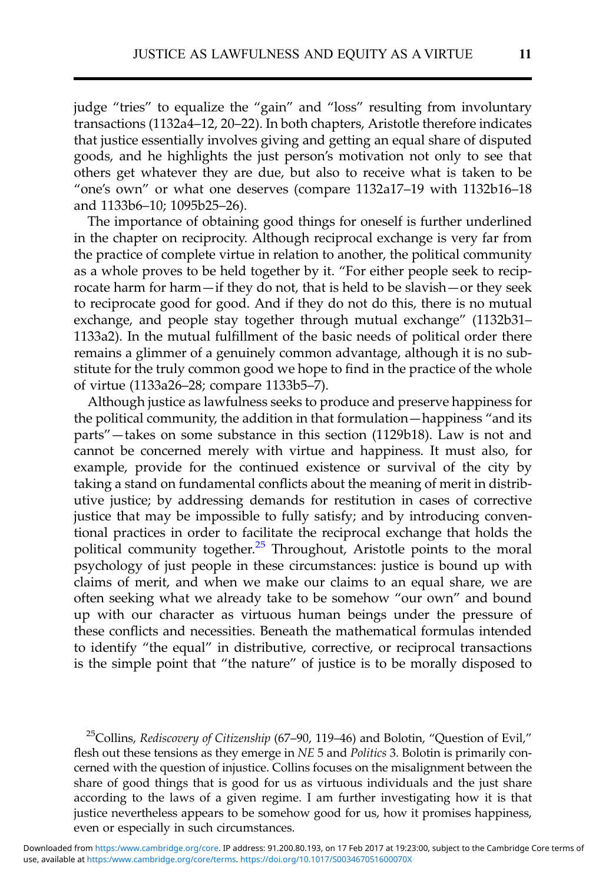judge "tries" to equalize the "gain" and "loss" resulting from involuntary transactions (1132a4–12, 20–22). In both chapters, Aristotle therefore indicates that justice essentially involves giving and getting an equal share of disputed goods, and he highlights the just person's motivation not only to see that others get whatever they are due, but also to receive what is taken to be "one's own" or what one deserves (compare 1132a17–19 with 1132b16–18 and 1133b6–10; 1095b25–26).

The importance of obtaining good things for oneself is further underlined in the chapter on reciprocity. Although reciprocal exchange is very far from the practice of complete virtue in relation to another, the political community as a whole proves to be held together by it. "For either people seek to reciprocate harm for harm—if they do not, that is held to be slavish—or they seek to reciprocate good for good. And if they do not do this, there is no mutual exchange, and people stay together through mutual exchange" (1132b31–1133a2). In the mutual fulfillment of the basic needs of political order there remains a glimmer of a genuinely common advantage, although it is no substitute for the truly common good we hope to find in the practice of the whole of virtue (1133a26–28; compare 1133b5–7).

Although justice as lawfulness seeks to produce and preserve happiness for the political community, the addition in that formulation—happiness "and its parts"—takes on some substance in this section (1129b18). Law is not and cannot be concerned merely with virtue and happiness. It must also, for example, provide for the continued existence or survival of the city by taking a stand on fundamental conflicts about the meaning of merit in distributive justice; by addressing demands for restitution in cases of corrective justice that may be impossible to fully satisfy; and by introducing conventional practices in order to facilitate the reciprocal exchange that holds the political community together.[25] Throughout, Aristotle points to the moral psychology of just people in these circumstances: justice is bound up with claims of merit, and when we make our claims to an equal share, we are often seeking what we already take to be somehow "our own" and bound up with our character as virtuous human beings under the pressure of these conflicts and necessities. Beneath the mathematical formulas intended to identify "the equal" in distributive, corrective, or reciprocal transactions is the simple point that "the nature" of justice is to be morally disposed to

[25] Collins, *Rediscovery of Citizenship* (67–90, 119–46) and Bolotin, "Question of Evil," flesh out these tensions as they emerge in *NE* 5 and *Politics* 3. Bolotin is primarily concerned with the question of injustice. Collins focuses on the misalignment between the share of good things that is good for us as virtuous individuals and the just share according to the laws of a given regime. I am further investigating how it is that justice nevertheless appears to be somehow good for us, how it promises happiness, even or especially in such circumstances.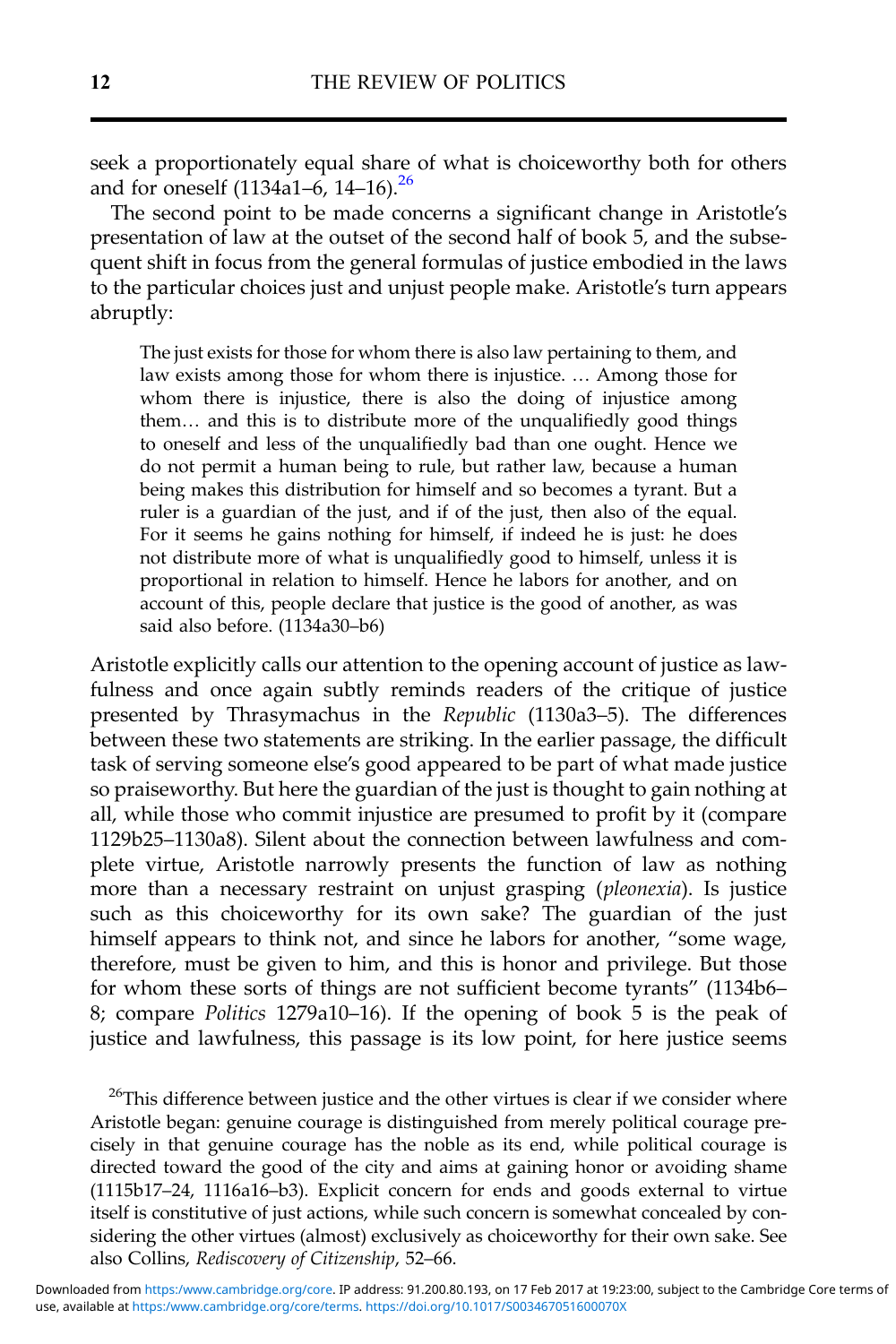seek a proportionately equal share of what is choiceworthy both for others and for oneself (1134a1–6, 14–16).[26]

The second point to be made concerns a significant change in Aristotle's presentation of law at the outset of the second half of book 5, and the subsequent shift in focus from the general formulas of justice embodied in the laws to the particular choices just and unjust people make. Aristotle's turn appears abruptly:

> The just exists for those for whom there is also law pertaining to them, and law exists among those for whom there is injustice. … Among those for whom there is injustice, there is also the doing of injustice among them… and this is to distribute more of the unqualifiedly good things to oneself and less of the unqualifiedly bad than one ought. Hence we do not permit a human being to rule, but rather law, because a human being makes this distribution for himself and so becomes a tyrant. But a ruler is a guardian of the just, and if of the just, then also of the equal. For it seems he gains nothing for himself, if indeed he is just: he does not distribute more of what is unqualifiedly good to himself, unless it is proportional in relation to himself. Hence he labors for another, and on account of this, people declare that justice is the good of another, as was said also before. (1134a30–b6)

Aristotle explicitly calls our attention to the opening account of justice as lawfulness and once again subtly reminds readers of the critique of justice presented by Thrasymachus in the *Republic* (1130a3–5). The differences between these two statements are striking. In the earlier passage, the difficult task of serving someone else's good appeared to be part of what made justice so praiseworthy. But here the guardian of the just is thought to gain nothing at all, while those who commit injustice are presumed to profit by it (compare 1129b25–1130a8). Silent about the connection between lawfulness and complete virtue, Aristotle narrowly presents the function of law as nothing more than a necessary restraint on unjust grasping (*pleonexia*). Is justice such as this choiceworthy for its own sake? The guardian of the just himself appears to think not, and since he labors for another, "some wage, therefore, must be given to him, and this is honor and privilege. But those for whom these sorts of things are not sufficient become tyrants" (1134b6–8; compare *Politics* 1279a10–16). If the opening of book 5 is the peak of justice and lawfulness, this passage is its low point, for here justice seems

[26]This difference between justice and the other virtues is clear if we consider where Aristotle began: genuine courage is distinguished from merely political courage precisely in that genuine courage has the noble as its end, while political courage is directed toward the good of the city and aims at gaining honor or avoiding shame (1115b17–24, 1116a16–b3). Explicit concern for ends and goods external to virtue itself is constitutive of just actions, while such concern is somewhat concealed by considering the other virtues (almost) exclusively as choiceworthy for their own sake. See also Collins, *Rediscovery of Citizenship*, 52–66.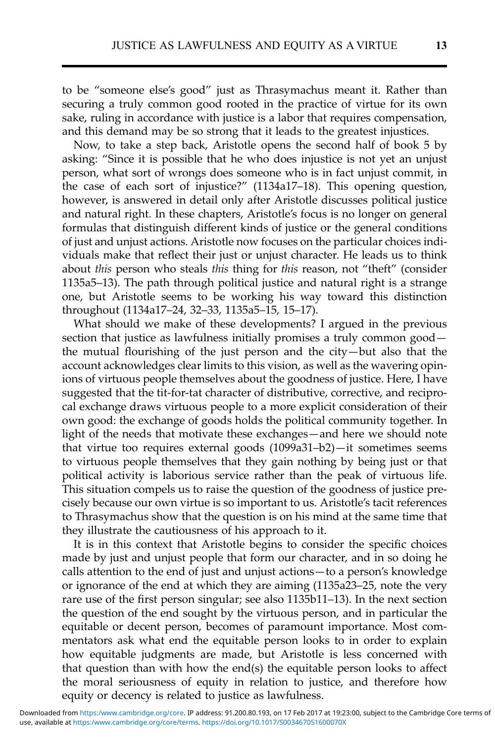to be "someone else's good" just as Thrasymachus meant it. Rather than securing a truly common good rooted in the practice of virtue for its own sake, ruling in accordance with justice is a labor that requires compensation, and this demand may be so strong that it leads to the greatest injustices.

Now, to take a step back, Aristotle opens the second half of book 5 by asking: "Since it is possible that he who does injustice is not yet an unjust person, what sort of wrongs does someone who is in fact unjust commit, in the case of each sort of injustice?" (1134a17–18). This opening question, however, is answered in detail only after Aristotle discusses political justice and natural right. In these chapters, Aristotle's focus is no longer on general formulas that distinguish different kinds of justice or the general conditions of just and unjust actions. Aristotle now focuses on the particular choices individuals make that reflect their just or unjust character. He leads us to think about *this* person who steals *this* thing for *this* reason, not "theft" (consider 1135a5–13). The path through political justice and natural right is a strange one, but Aristotle seems to be working his way toward this distinction throughout (1134a17–24, 32–33, 1135a5–15, 15–17).

What should we make of these developments? I argued in the previous section that justice as lawfulness initially promises a truly common good—the mutual flourishing of the just person and the city—but also that the account acknowledges clear limits to this vision, as well as the wavering opinions of virtuous people themselves about the goodness of justice. Here, I have suggested that the tit-for-tat character of distributive, corrective, and reciprocal exchange draws virtuous people to a more explicit consideration of their own good: the exchange of goods holds the political community together. In light of the needs that motivate these exchanges—and here we should note that virtue too requires external goods (1099a31–b2)—it sometimes seems to virtuous people themselves that they gain nothing by being just or that political activity is laborious service rather than the peak of virtuous life. This situation compels us to raise the question of the goodness of justice precisely because our own virtue is so important to us. Aristotle's tacit references to Thrasymachus show that the question is on his mind at the same time that they illustrate the cautiousness of his approach to it.

It is in this context that Aristotle begins to consider the specific choices made by just and unjust people that form our character, and in so doing he calls attention to the end of just and unjust actions—to a person's knowledge or ignorance of the end at which they are aiming (1135a23–25, note the very rare use of the first person singular; see also 1135b11–13). In the next section the question of the end sought by the virtuous person, and in particular the equitable or decent person, becomes of paramount importance. Most commentators ask what end the equitable person looks to in order to explain how equitable judgments are made, but Aristotle is less concerned with that question than with how the end(s) the equitable person looks to affect the moral seriousness of equity in relation to justice, and therefore how equity or decency is related to justice as lawfulness.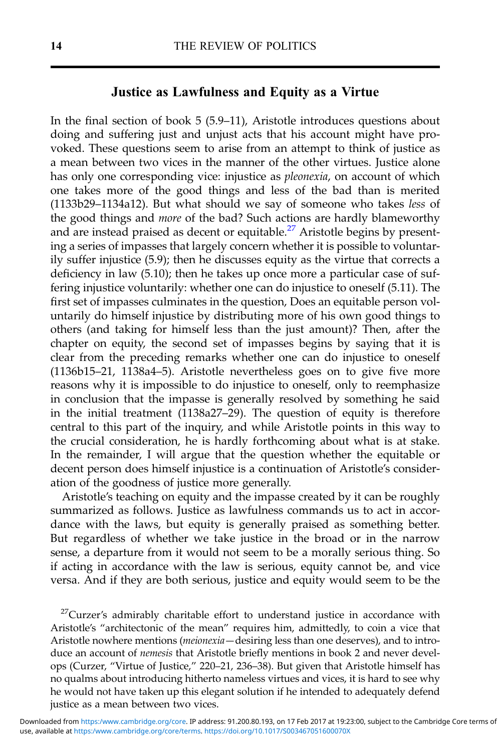## Justice as Lawfulness and Equity as a Virtue

In the final section of book 5 (5.9–11), Aristotle introduces questions about doing and suffering just and unjust acts that his account might have provoked. These questions seem to arise from an attempt to think of justice as a mean between two vices in the manner of the other virtues. Justice alone has only one corresponding vice: injustice as *pleonexia*, on account of which one takes more of the good things and less of the bad than is merited (1133b29–1134a12). But what should we say of someone who takes *less* of the good things and *more* of the bad? Such actions are hardly blameworthy and are instead praised as decent or equitable.[27] Aristotle begins by presenting a series of impasses that largely concern whether it is possible to voluntarily suffer injustice (5.9); then he discusses equity as the virtue that corrects a deficiency in law (5.10); then he takes up once more a particular case of suffering injustice voluntarily: whether one can do injustice to oneself (5.11). The first set of impasses culminates in the question, Does an equitable person voluntarily do himself injustice by distributing more of his own good things to others (and taking for himself less than the just amount)? Then, after the chapter on equity, the second set of impasses begins by saying that it is clear from the preceding remarks whether one can do injustice to oneself (1136b15–21, 1138a4–5). Aristotle nevertheless goes on to give five more reasons why it is impossible to do injustice to oneself, only to reemphasize in conclusion that the impasse is generally resolved by something he said in the initial treatment (1138a27–29). The question of equity is therefore central to this part of the inquiry, and while Aristotle points in this way to the crucial consideration, he is hardly forthcoming about what is at stake. In the remainder, I will argue that the question whether the equitable or decent person does himself injustice is a continuation of Aristotle's consideration of the goodness of justice more generally.

Aristotle's teaching on equity and the impasse created by it can be roughly summarized as follows. Justice as lawfulness commands us to act in accordance with the laws, but equity is generally praised as something better. But regardless of whether we take justice in the broad or in the narrow sense, a departure from it would not seem to be a morally serious thing. So if acting in accordance with the law is serious, equity cannot be, and vice versa. And if they are both serious, justice and equity would seem to be the

[27]Curzer's admirably charitable effort to understand justice in accordance with Aristotle's "architectonic of the mean" requires him, admittedly, to coin a vice that Aristotle nowhere mentions (*meionexia*—desiring less than one deserves), and to introduce an account of *nemesis* that Aristotle briefly mentions in book 2 and never develops (Curzer, "Virtue of Justice," 220–21, 236–38). But given that Aristotle himself has no qualms about introducing hitherto nameless virtues and vices, it is hard to see why he would not have taken up this elegant solution if he intended to adequately defend justice as a mean between two vices.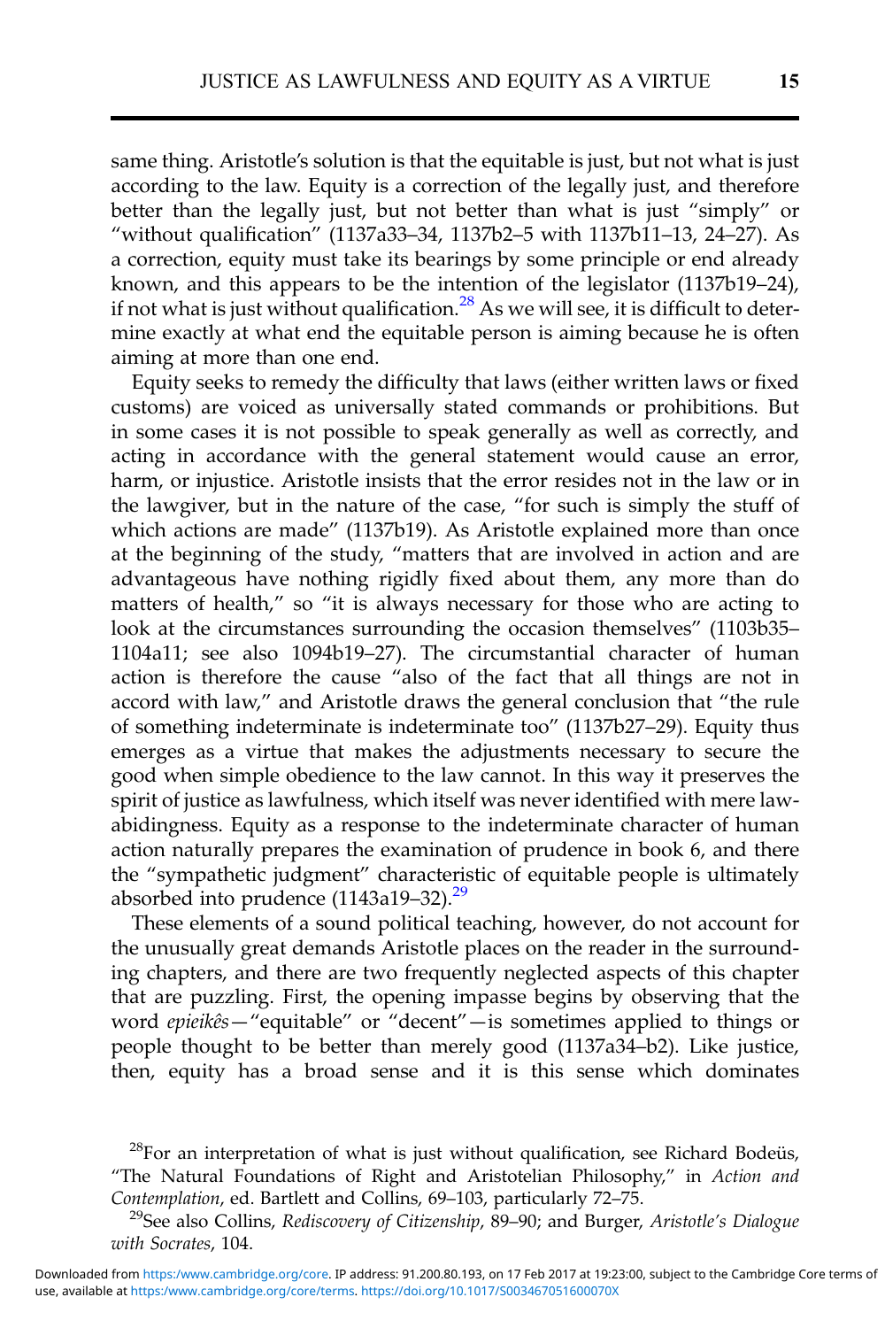same thing. Aristotle's solution is that the equitable is just, but not what is just according to the law. Equity is a correction of the legally just, and therefore better than the legally just, but not better than what is just "simply" or "without qualification" (1137a33–34, 1137b2–5 with 1137b11–13, 24–27). As a correction, equity must take its bearings by some principle or end already known, and this appears to be the intention of the legislator (1137b19–24), if not what is just without qualification.[28] As we will see, it is difficult to determine exactly at what end the equitable person is aiming because he is often aiming at more than one end.

Equity seeks to remedy the difficulty that laws (either written laws or fixed customs) are voiced as universally stated commands or prohibitions. But in some cases it is not possible to speak generally as well as correctly, and acting in accordance with the general statement would cause an error, harm, or injustice. Aristotle insists that the error resides not in the law or in the lawgiver, but in the nature of the case, "for such is simply the stuff of which actions are made" (1137b19). As Aristotle explained more than once at the beginning of the study, "matters that are involved in action and are advantageous have nothing rigidly fixed about them, any more than do matters of health," so "it is always necessary for those who are acting to look at the circumstances surrounding the occasion themselves" (1103b35–1104a11; see also 1094b19–27). The circumstantial character of human action is therefore the cause "also of the fact that all things are not in accord with law," and Aristotle draws the general conclusion that "the rule of something indeterminate is indeterminate too" (1137b27–29). Equity thus emerges as a virtue that makes the adjustments necessary to secure the good when simple obedience to the law cannot. In this way it preserves the spirit of justice as lawfulness, which itself was never identified with mere law-abidingness. Equity as a response to the indeterminate character of human action naturally prepares the examination of prudence in book 6, and there the "sympathetic judgment" characteristic of equitable people is ultimately absorbed into prudence (1143a19–32).[29]

These elements of a sound political teaching, however, do not account for the unusually great demands Aristotle places on the reader in the surrounding chapters, and there are two frequently neglected aspects of this chapter that are puzzling. First, the opening impasse begins by observing that the word *epieikês*—"equitable" or "decent"—is sometimes applied to things or people thought to be better than merely good (1137a34–b2). Like justice, then, equity has a broad sense and it is this sense which dominates

[28]For an interpretation of what is just without qualification, see Richard Bodeüs, "The Natural Foundations of Right and Aristotelian Philosophy," in *Action and Contemplation*, ed. Bartlett and Collins, 69–103, particularly 72–75.

[29]See also Collins, *Rediscovery of Citizenship*, 89–90; and Burger, *Aristotle's Dialogue with Socrates*, 104.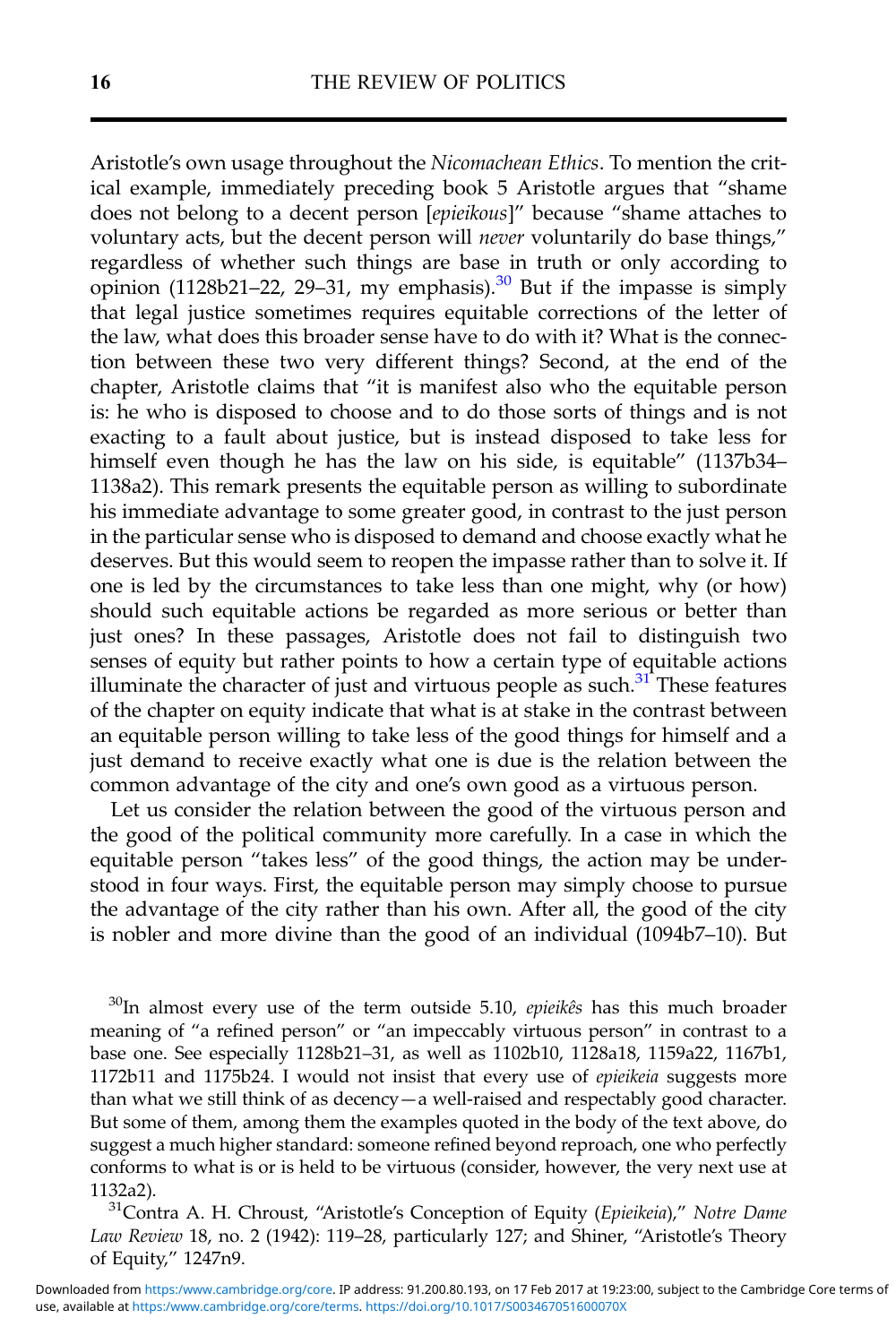Aristotle's own usage throughout the *Nicomachean Ethics*. To mention the critical example, immediately preceding book 5 Aristotle argues that "shame does not belong to a decent person [*epieikous*]" because "shame attaches to voluntary acts, but the decent person will *never* voluntarily do base things," regardless of whether such things are base in truth or only according to opinion (1128b21–22, 29–31, my emphasis).[30] But if the impasse is simply that legal justice sometimes requires equitable corrections of the letter of the law, what does this broader sense have to do with it? What is the connection between these two very different things? Second, at the end of the chapter, Aristotle claims that "it is manifest also who the equitable person is: he who is disposed to choose and to do those sorts of things and is not exacting to a fault about justice, but is instead disposed to take less for himself even though he has the law on his side, is equitable" (1137b34–1138a2). This remark presents the equitable person as willing to subordinate his immediate advantage to some greater good, in contrast to the just person in the particular sense who is disposed to demand and choose exactly what he deserves. But this would seem to reopen the impasse rather than to solve it. If one is led by the circumstances to take less than one might, why (or how) should such equitable actions be regarded as more serious or better than just ones? In these passages, Aristotle does not fail to distinguish two senses of equity but rather points to how a certain type of equitable actions illuminate the character of just and virtuous people as such.[31] These features of the chapter on equity indicate that what is at stake in the contrast between an equitable person willing to take less of the good things for himself and a just demand to receive exactly what one is due is the relation between the common advantage of the city and one's own good as a virtuous person.

Let us consider the relation between the good of the virtuous person and the good of the political community more carefully. In a case in which the equitable person "takes less" of the good things, the action may be understood in four ways. First, the equitable person may simply choose to pursue the advantage of the city rather than his own. After all, the good of the city is nobler and more divine than the good of an individual (1094b7–10). But

[30]In almost every use of the term outside 5.10, *epieikês* has this much broader meaning of "a refined person" or "an impeccably virtuous person" in contrast to a base one. See especially 1128b21–31, as well as 1102b10, 1128a18, 1159a22, 1167b1, 1172b11 and 1175b24. I would not insist that every use of *epieikeia* suggests more than what we still think of as decency—a well-raised and respectably good character. But some of them, among them the examples quoted in the body of the text above, do suggest a much higher standard: someone refined beyond reproach, one who perfectly conforms to what is or is held to be virtuous (consider, however, the very next use at 1132a2).

[31]Contra A. H. Chroust, "Aristotle's Conception of Equity (*Epieikeia*)," *Notre Dame Law Review* 18, no. 2 (1942): 119–28, particularly 127; and Shiner, "Aristotle's Theory of Equity," 1247n9.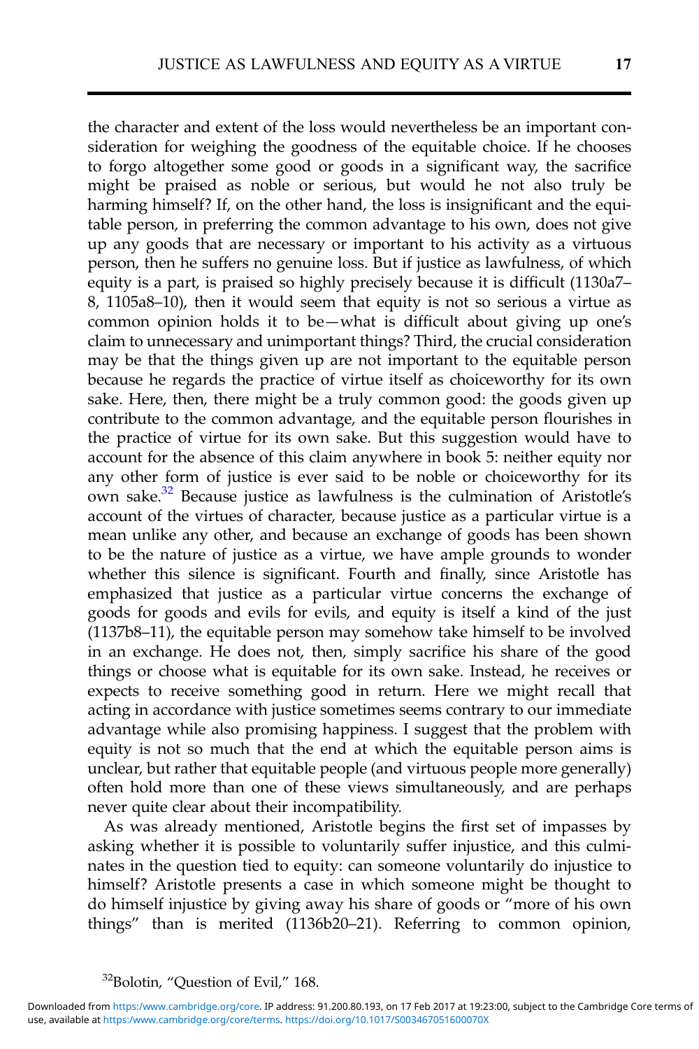the character and extent of the loss would nevertheless be an important consideration for weighing the goodness of the equitable choice. If he chooses to forgo altogether some good or goods in a significant way, the sacrifice might be praised as noble or serious, but would he not also truly be harming himself? If, on the other hand, the loss is insignificant and the equitable person, in preferring the common advantage to his own, does not give up any goods that are necessary or important to his activity as a virtuous person, then he suffers no genuine loss. But if justice as lawfulness, of which equity is a part, is praised so highly precisely because it is difficult (1130a7–8, 1105a8–10), then it would seem that equity is not so serious a virtue as common opinion holds it to be—what is difficult about giving up one's claim to unnecessary and unimportant things? Third, the crucial consideration may be that the things given up are not important to the equitable person because he regards the practice of virtue itself as choiceworthy for its own sake. Here, then, there might be a truly common good: the goods given up contribute to the common advantage, and the equitable person flourishes in the practice of virtue for its own sake. But this suggestion would have to account for the absence of this claim anywhere in book 5: neither equity nor any other form of justice is ever said to be noble or choiceworthy for its own sake.[32] Because justice as lawfulness is the culmination of Aristotle's account of the virtues of character, because justice as a particular virtue is a mean unlike any other, and because an exchange of goods has been shown to be the nature of justice as a virtue, we have ample grounds to wonder whether this silence is significant. Fourth and finally, since Aristotle has emphasized that justice as a particular virtue concerns the exchange of goods for goods and evils for evils, and equity is itself a kind of the just (1137b8–11), the equitable person may somehow take himself to be involved in an exchange. He does not, then, simply sacrifice his share of the good things or choose what is equitable for its own sake. Instead, he receives or expects to receive something good in return. Here we might recall that acting in accordance with justice sometimes seems contrary to our immediate advantage while also promising happiness. I suggest that the problem with equity is not so much that the end at which the equitable person aims is unclear, but rather that equitable people (and virtuous people more generally) often hold more than one of these views simultaneously, and are perhaps never quite clear about their incompatibility.

As was already mentioned, Aristotle begins the first set of impasses by asking whether it is possible to voluntarily suffer injustice, and this culminates in the question tied to equity: can someone voluntarily do injustice to himself? Aristotle presents a case in which someone might be thought to do himself injustice by giving away his share of goods or "more of his own things" than is merited (1136b20–21). Referring to common opinion,

[32] Bolotin, "Question of Evil," 168.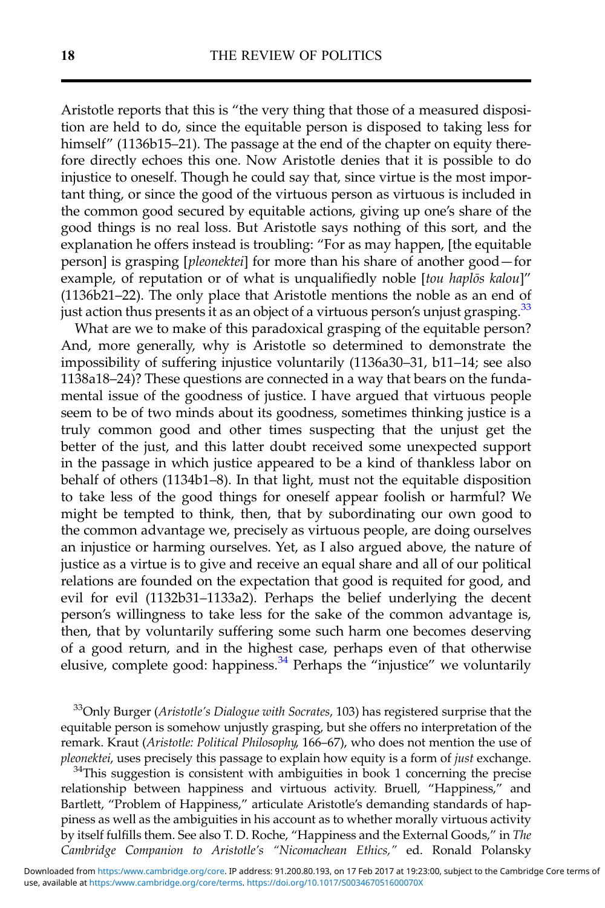Aristotle reports that this is "the very thing that those of a measured disposition are held to do, since the equitable person is disposed to taking less for himself" (1136b15–21). The passage at the end of the chapter on equity therefore directly echoes this one. Now Aristotle denies that it is possible to do injustice to oneself. Though he could say that, since virtue is the most important thing, or since the good of the virtuous person as virtuous is included in the common good secured by equitable actions, giving up one's share of the good things is no real loss. But Aristotle says nothing of this sort, and the explanation he offers instead is troubling: "For as may happen, [the equitable person] is grasping [*pleonektei*] for more than his share of another good—for example, of reputation or of what is unqualifiedly noble [*tou haplōs kalou*]" (1136b21–22). The only place that Aristotle mentions the noble as an end of just action thus presents it as an object of a virtuous person's unjust grasping.[33]

What are we to make of this paradoxical grasping of the equitable person? And, more generally, why is Aristotle so determined to demonstrate the impossibility of suffering injustice voluntarily (1136a30–31, b11–14; see also 1138a18–24)? These questions are connected in a way that bears on the fundamental issue of the goodness of justice. I have argued that virtuous people seem to be of two minds about its goodness, sometimes thinking justice is a truly common good and other times suspecting that the unjust get the better of the just, and this latter doubt received some unexpected support in the passage in which justice appeared to be a kind of thankless labor on behalf of others (1134b1–8). In that light, must not the equitable disposition to take less of the good things for oneself appear foolish or harmful? We might be tempted to think, then, that by subordinating our own good to the common advantage we, precisely as virtuous people, are doing ourselves an injustice or harming ourselves. Yet, as I also argued above, the nature of justice as a virtue is to give and receive an equal share and all of our political relations are founded on the expectation that good is requited for good, and evil for evil (1132b31–1133a2). Perhaps the belief underlying the decent person's willingness to take less for the sake of the common advantage is, then, that by voluntarily suffering some such harm one becomes deserving of a good return, and in the highest case, perhaps even of that otherwise elusive, complete good: happiness.[34] Perhaps the "injustice" we voluntarily

[33]Only Burger (*Aristotle's Dialogue with Socrates*, 103) has registered surprise that the equitable person is somehow unjustly grasping, but she offers no interpretation of the remark. Kraut (*Aristotle: Political Philosophy*, 166–67), who does not mention the use of *pleonektei*, uses precisely this passage to explain how equity is a form of *just* exchange.

[34]This suggestion is consistent with ambiguities in book 1 concerning the precise relationship between happiness and virtuous activity. Bruell, "Happiness," and Bartlett, "Problem of Happiness," articulate Aristotle's demanding standards of happiness as well as the ambiguities in his account as to whether morally virtuous activity by itself fulfills them. See also T. D. Roche, "Happiness and the External Goods," in *The Cambridge Companion to Aristotle's "Nicomachean Ethics,"* ed. Ronald Polansky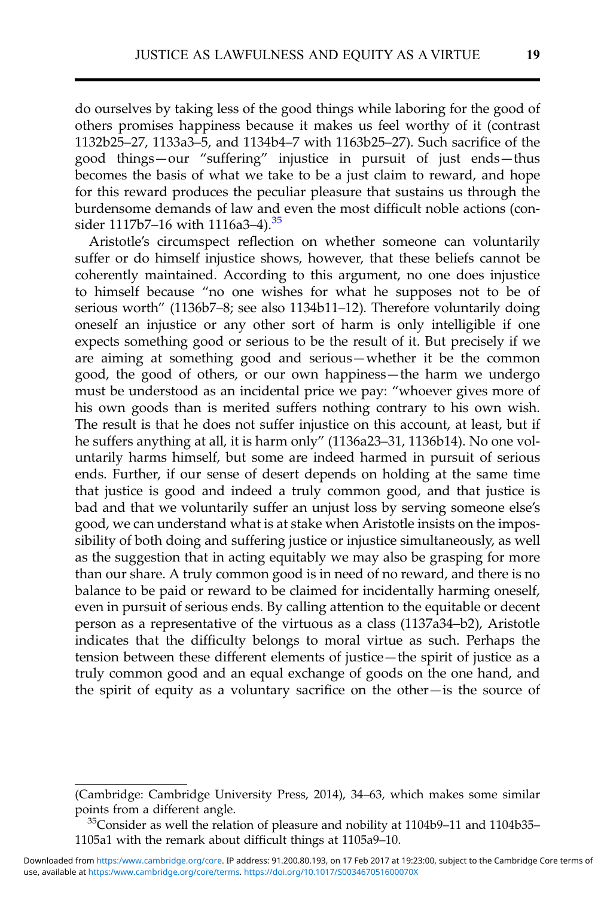do ourselves by taking less of the good things while laboring for the good of others promises happiness because it makes us feel worthy of it (contrast 1132b25–27, 1133a3–5, and 1134b4–7 with 1163b25–27). Such sacrifice of the good things—our "suffering" injustice in pursuit of just ends—thus becomes the basis of what we take to be a just claim to reward, and hope for this reward produces the peculiar pleasure that sustains us through the burdensome demands of law and even the most difficult noble actions (consider 1117b7–16 with 1116a3–4).[35]

Aristotle's circumspect reflection on whether someone can voluntarily suffer or do himself injustice shows, however, that these beliefs cannot be coherently maintained. According to this argument, no one does injustice to himself because "no one wishes for what he supposes not to be of serious worth" (1136b7–8; see also 1134b11–12). Therefore voluntarily doing oneself an injustice or any other sort of harm is only intelligible if one expects something good or serious to be the result of it. But precisely if we are aiming at something good and serious—whether it be the common good, the good of others, or our own happiness—the harm we undergo must be understood as an incidental price we pay: "whoever gives more of his own goods than is merited suffers nothing contrary to his own wish. The result is that he does not suffer injustice on this account, at least, but if he suffers anything at all, it is harm only" (1136a23–31, 1136b14). No one voluntarily harms himself, but some are indeed harmed in pursuit of serious ends. Further, if our sense of desert depends on holding at the same time that justice is good and indeed a truly common good, and that justice is bad and that we voluntarily suffer an unjust loss by serving someone else's good, we can understand what is at stake when Aristotle insists on the impossibility of both doing and suffering justice or injustice simultaneously, as well as the suggestion that in acting equitably we may also be grasping for more than our share. A truly common good is in need of no reward, and there is no balance to be paid or reward to be claimed for incidentally harming oneself, even in pursuit of serious ends. By calling attention to the equitable or decent person as a representative of the virtuous as a class (1137a34–b2), Aristotle indicates that the difficulty belongs to moral virtue as such. Perhaps the tension between these different elements of justice—the spirit of justice as a truly common good and an equal exchange of goods on the one hand, and the spirit of equity as a voluntary sacrifice on the other—is the source of

---

(Cambridge: Cambridge University Press, 2014), 34–63, which makes some similar points from a different angle.

[35]Consider as well the relation of pleasure and nobility at 1104b9–11 and 1104b35–1105a1 with the remark about difficult things at 1105a9–10.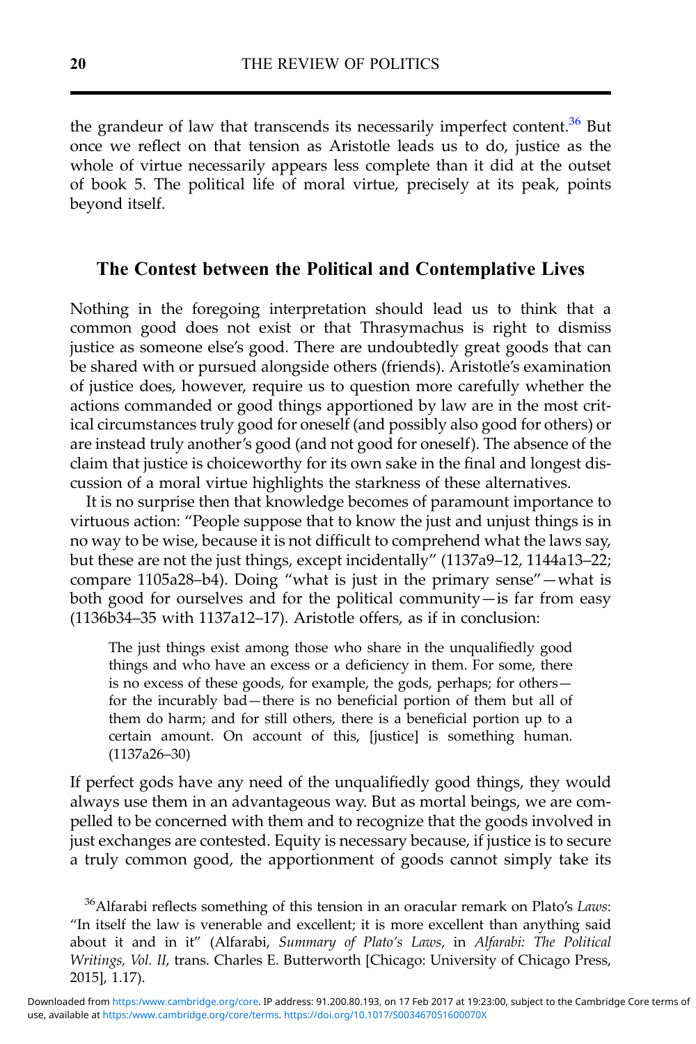the grandeur of law that transcends its necessarily imperfect content.[36] But once we reflect on that tension as Aristotle leads us to do, justice as the whole of virtue necessarily appears less complete than it did at the outset of book 5. The political life of moral virtue, precisely at its peak, points beyond itself.

## The Contest between the Political and Contemplative Lives

Nothing in the foregoing interpretation should lead us to think that a common good does not exist or that Thrasymachus is right to dismiss justice as someone else's good. There are undoubtedly great goods that can be shared with or pursued alongside others (friends). Aristotle's examination of justice does, however, require us to question more carefully whether the actions commanded or good things apportioned by law are in the most critical circumstances truly good for oneself (and possibly also good for others) or are instead truly another's good (and not good for oneself). The absence of the claim that justice is choiceworthy for its own sake in the final and longest discussion of a moral virtue highlights the starkness of these alternatives.

It is no surprise then that knowledge becomes of paramount importance to virtuous action: "People suppose that to know the just and unjust things is in no way to be wise, because it is not difficult to comprehend what the laws say, but these are not the just things, except incidentally" (1137a9–12, 1144a13–22; compare 1105a28–b4). Doing "what is just in the primary sense"—what is both good for ourselves and for the political community—is far from easy (1136b34–35 with 1137a12–17). Aristotle offers, as if in conclusion:

> The just things exist among those who share in the unqualifiedly good things and who have an excess or a deficiency in them. For some, there is no excess of these goods, for example, the gods, perhaps; for others—for the incurably bad—there is no beneficial portion of them but all of them do harm; and for still others, there is a beneficial portion up to a certain amount. On account of this, [justice] is something human. (1137a26–30)

If perfect gods have any need of the unqualifiedly good things, they would always use them in an advantageous way. But as mortal beings, we are compelled to be concerned with them and to recognize that the goods involved in just exchanges are contested. Equity is necessary because, if justice is to secure a truly common good, the apportionment of goods cannot simply take its

[36] Alfarabi reflects something of this tension in an oracular remark on Plato's *Laws*: "In itself the law is venerable and excellent; it is more excellent than anything said about it and in it" (Alfarabi, *Summary of Plato's Laws*, in *Alfarabi: The Political Writings, Vol. II*, trans. Charles E. Butterworth [Chicago: University of Chicago Press, 2015], 1.17).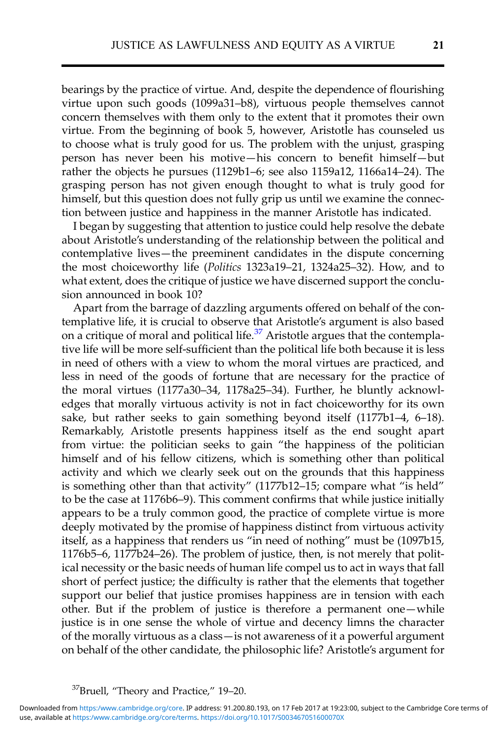bearings by the practice of virtue. And, despite the dependence of flourishing virtue upon such goods (1099a31–b8), virtuous people themselves cannot concern themselves with them only to the extent that it promotes their own virtue. From the beginning of book 5, however, Aristotle has counseled us to choose what is truly good for us. The problem with the unjust, grasping person has never been his motive—his concern to benefit himself—but rather the objects he pursues (1129b1–6; see also 1159a12, 1166a14–24). The grasping person has not given enough thought to what is truly good for himself, but this question does not fully grip us until we examine the connection between justice and happiness in the manner Aristotle has indicated.

I began by suggesting that attention to justice could help resolve the debate about Aristotle's understanding of the relationship between the political and contemplative lives—the preeminent candidates in the dispute concerning the most choiceworthy life (*Politics* 1323a19–21, 1324a25–32). How, and to what extent, does the critique of justice we have discerned support the conclusion announced in book 10?

Apart from the barrage of dazzling arguments offered on behalf of the contemplative life, it is crucial to observe that Aristotle's argument is also based on a critique of moral and political life.[37] Aristotle argues that the contemplative life will be more self-sufficient than the political life both because it is less in need of others with a view to whom the moral virtues are practiced, and less in need of the goods of fortune that are necessary for the practice of the moral virtues (1177a30–34, 1178a25–34). Further, he bluntly acknowledges that morally virtuous activity is not in fact choiceworthy for its own sake, but rather seeks to gain something beyond itself (1177b1–4, 6–18). Remarkably, Aristotle presents happiness itself as the end sought apart from virtue: the politician seeks to gain "the happiness of the politician himself and of his fellow citizens, which is something other than political activity and which we clearly seek out on the grounds that this happiness is something other than that activity" (1177b12–15; compare what "is held" to be the case at 1176b6–9). This comment confirms that while justice initially appears to be a truly common good, the practice of complete virtue is more deeply motivated by the promise of happiness distinct from virtuous activity itself, as a happiness that renders us "in need of nothing" must be (1097b15, 1176b5–6, 1177b24–26). The problem of justice, then, is not merely that political necessity or the basic needs of human life compel us to act in ways that fall short of perfect justice; the difficulty is rather that the elements that together support our belief that justice promises happiness are in tension with each other. But if the problem of justice is therefore a permanent one—while justice is in one sense the whole of virtue and decency limns the character of the morally virtuous as a class—is not awareness of it a powerful argument on behalf of the other candidate, the philosophic life? Aristotle's argument for

[37] Bruell, "Theory and Practice," 19–20.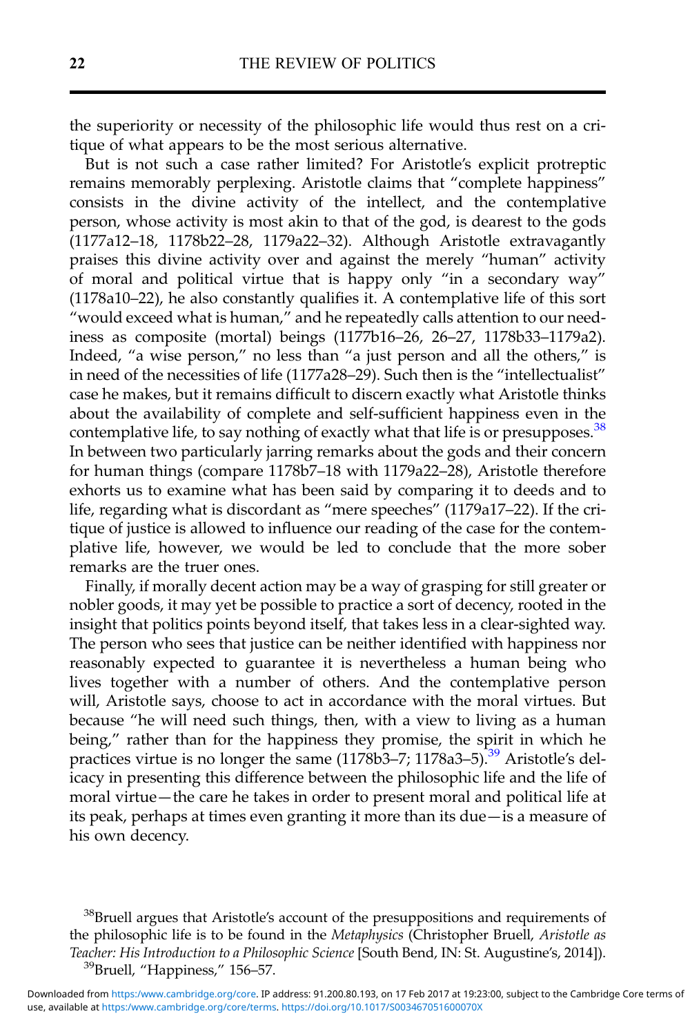the superiority or necessity of the philosophic life would thus rest on a critique of what appears to be the most serious alternative.

But is not such a case rather limited? For Aristotle's explicit protreptic remains memorably perplexing. Aristotle claims that "complete happiness" consists in the divine activity of the intellect, and the contemplative person, whose activity is most akin to that of the god, is dearest to the gods (1177a12–18, 1178b22–28, 1179a22–32). Although Aristotle extravagantly praises this divine activity over and against the merely "human" activity of moral and political virtue that is happy only "in a secondary way" (1178a10–22), he also constantly qualifies it. A contemplative life of this sort "would exceed what is human," and he repeatedly calls attention to our neediness as composite (mortal) beings (1177b16–26, 26–27, 1178b33–1179a2). Indeed, "a wise person," no less than "a just person and all the others," is in need of the necessities of life (1177a28–29). Such then is the "intellectualist" case he makes, but it remains difficult to discern exactly what Aristotle thinks about the availability of complete and self-sufficient happiness even in the contemplative life, to say nothing of exactly what that life is or presupposes.[38] In between two particularly jarring remarks about the gods and their concern for human things (compare 1178b7–18 with 1179a22–28), Aristotle therefore exhorts us to examine what has been said by comparing it to deeds and to life, regarding what is discordant as "mere speeches" (1179a17–22). If the critique of justice is allowed to influence our reading of the case for the contemplative life, however, we would be led to conclude that the more sober remarks are the truer ones.

Finally, if morally decent action may be a way of grasping for still greater or nobler goods, it may yet be possible to practice a sort of decency, rooted in the insight that politics points beyond itself, that takes less in a clear-sighted way. The person who sees that justice can be neither identified with happiness nor reasonably expected to guarantee it is nevertheless a human being who lives together with a number of others. And the contemplative person will, Aristotle says, choose to act in accordance with the moral virtues. But because "he will need such things, then, with a view to living as a human being," rather than for the happiness they promise, the spirit in which he practices virtue is no longer the same (1178b3–7; 1178a3–5).[39] Aristotle's delicacy in presenting this difference between the philosophic life and the life of moral virtue—the care he takes in order to present moral and political life at its peak, perhaps at times even granting it more than its due—is a measure of his own decency.

[38] Bruell argues that Aristotle's account of the presuppositions and requirements of the philosophic life is to be found in the *Metaphysics* (Christopher Bruell, *Aristotle as Teacher: His Introduction to a Philosophic Science* [South Bend, IN: St. Augustine's, 2014]).

[39] Bruell, "Happiness," 156–57.